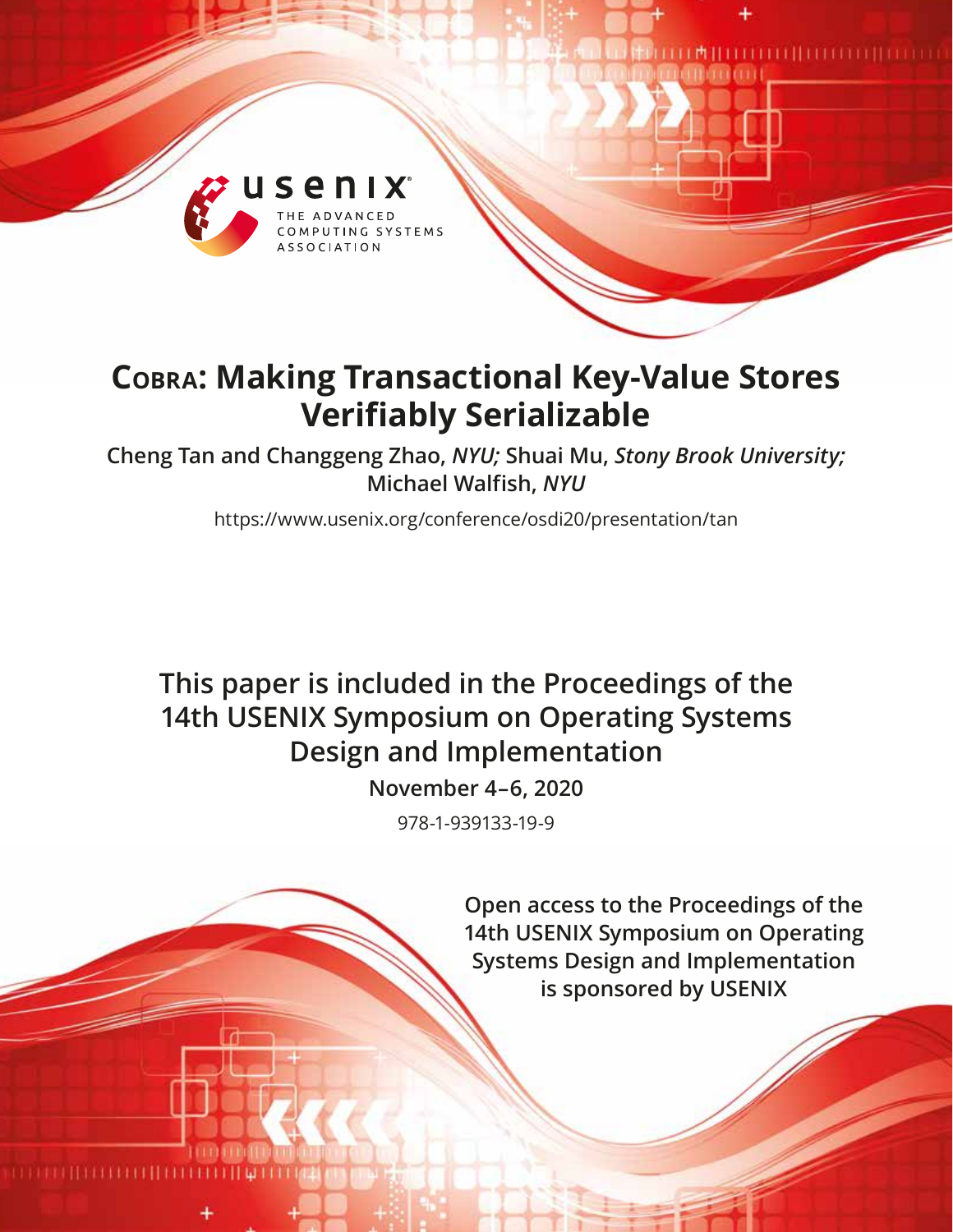# COBRA: Making Transactional Key-Value Stores Verifiably Serializable

**Cheng Tan and Changgeng Zhao,** ***NYU;*** **Shuai Mu,** ***Stony Brook University;*** **Michael Walfish,** ***NYU***

https://www.usenix.org/conference/osdi20/presentation/tan

**This paper is included in the Proceedings of the 14th USENIX Symposium on Operating Systems Design and Implementation**

**November 4–6, 2020**

978-1-939133-19-9

**Open access to the Proceedings of the 14th USENIX Symposium on Operating Systems Design and Implementation is sponsored by USENIX**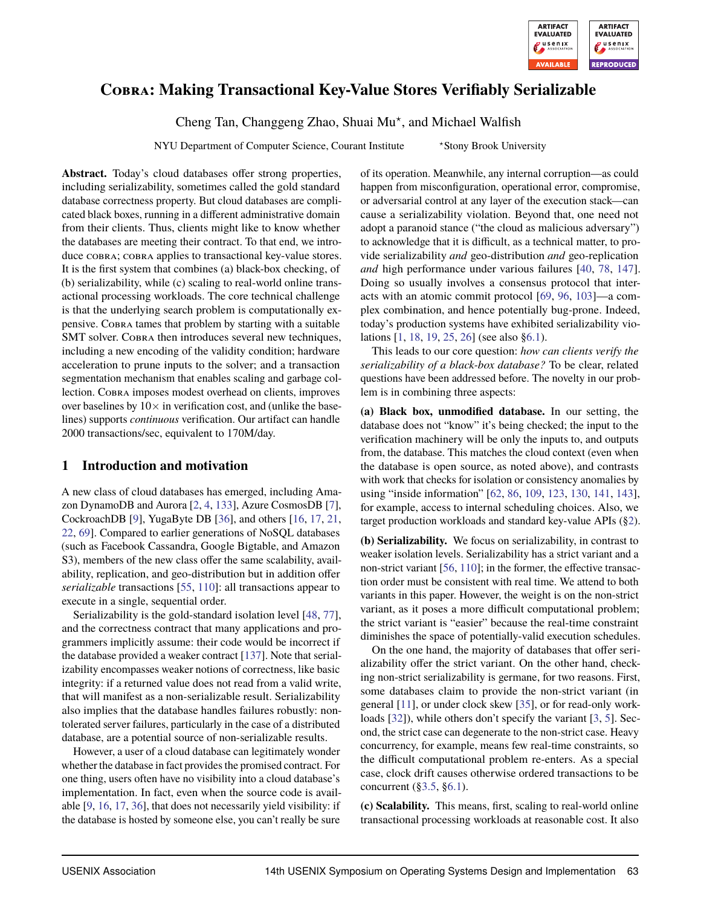# COBRA: Making Transactional Key-Value Stores Verifiably Serializable

Cheng Tan, Changgeng Zhao, Shuai Mu*, and Michael Walfish

NYU Department of Computer Science, Courant Institute *Stony Brook University

**Abstract.** Today's cloud databases offer strong properties, including serializability, sometimes called the gold standard database correctness property. But cloud databases are complicated black boxes, running in a different administrative domain from their clients. Thus, clients might like to know whether the databases are meeting their contract. To that end, we introduce COBRA; COBRA applies to transactional key-value stores. It is the first system that combines (a) black-box checking, of (b) serializability, while (c) scaling to real-world online transactional processing workloads. The core technical challenge is that the underlying search problem is computationally expensive. COBRA tames that problem by starting with a suitable SMT solver. COBRA then introduces several new techniques, including a new encoding of the validity condition; hardware acceleration to prune inputs to the solver; and a transaction segmentation mechanism that enables scaling and garbage collection. COBRA imposes modest overhead on clients, improves over baselines by 10× in verification cost, and (unlike the baselines) supports *continuous* verification. Our artifact can handle 2000 transactions/sec, equivalent to 170M/day.

## 1 Introduction and motivation

A new class of cloud databases has emerged, including Amazon DynamoDB and Aurora [2, 4, 133], Azure CosmosDB [7], CockroachDB [9], YugaByte DB [36], and others [16, 17, 21, 22, 69]. Compared to earlier generations of NoSQL databases (such as Facebook Cassandra, Google Bigtable, and Amazon S3), members of the new class offer the same scalability, availability, replication, and geo-distribution but in addition offer *serializable* transactions [55, 110]: all transactions appear to execute in a single, sequential order.

Serializability is the gold-standard isolation level [48, 77], and the correctness contract that many applications and programmers implicitly assume: their code would be incorrect if the database provided a weaker contract [137]. Note that serializability encompasses weaker notions of correctness, like basic integrity: if a returned value does not read from a valid write, that will manifest as a non-serializable result. Serializability also implies that the database handles failures robustly: non-tolerated server failures, particularly in the case of a distributed database, are a potential source of non-serializable results.

However, a user of a cloud database can legitimately wonder whether the database in fact provides the promised contract. For one thing, users often have no visibility into a cloud database's implementation. In fact, even when the source code is available [9, 16, 17, 36], that does not necessarily yield visibility: if the database is hosted by someone else, you can't really be sure of its operation. Meanwhile, any internal corruption—as could happen from misconfiguration, operational error, compromise, or adversarial control at any layer of the execution stack—can cause a serializability violation. Beyond that, one need not adopt a paranoid stance ("the cloud as malicious adversary") to acknowledge that it is difficult, as a technical matter, to provide serializability *and* geo-distribution *and* geo-replication *and* high performance under various failures [40, 78, 147]. Doing so usually involves a consensus protocol that interacts with an atomic commit protocol [69, 96, 103]—a complex combination, and hence potentially bug-prone. Indeed, today's production systems have exhibited serializability violations [1, 18, 19, 25, 26] (see also §6.1).

This leads to our core question: *how can clients verify the serializability of a black-box database?* To be clear, related questions have been addressed before. The novelty in our problem is in combining three aspects:

**(a) Black box, unmodified database.** In our setting, the database does not "know" it's being checked; the input to the verification machinery will be only the inputs to, and outputs from, the database. This matches the cloud context (even when the database is open source, as noted above), and contrasts with work that checks for isolation or consistency anomalies by using "inside information" [62, 86, 109, 123, 130, 141, 143], for example, access to internal scheduling choices. Also, we target production workloads and standard key-value APIs (§2).

**(b) Serializability.** We focus on serializability, in contrast to weaker isolation levels. Serializability has a strict variant and a non-strict variant [56, 110]; in the former, the effective transaction order must be consistent with real time. We attend to both variants in this paper. However, the weight is on the non-strict variant, as it poses a more difficult computational problem; the strict variant is "easier" because the real-time constraint diminishes the space of potentially-valid execution schedules.

On the one hand, the majority of databases that offer serializability offer the strict variant. On the other hand, checking non-strict serializability is germane, for two reasons. First, some databases claim to provide the non-strict variant (in general [11], or under clock skew [35], or for read-only workloads [32]), while others don't specify the variant [3, 5]. Second, the strict case can degenerate to the non-strict case. Heavy concurrency, for example, means few real-time constraints, so the difficult computational problem re-enters. As a special case, clock drift causes otherwise ordered transactions to be concurrent (§3.5, §6.1).

**(c) Scalability.** This means, first, scaling to real-world online transactional processing workloads at reasonable cost. It also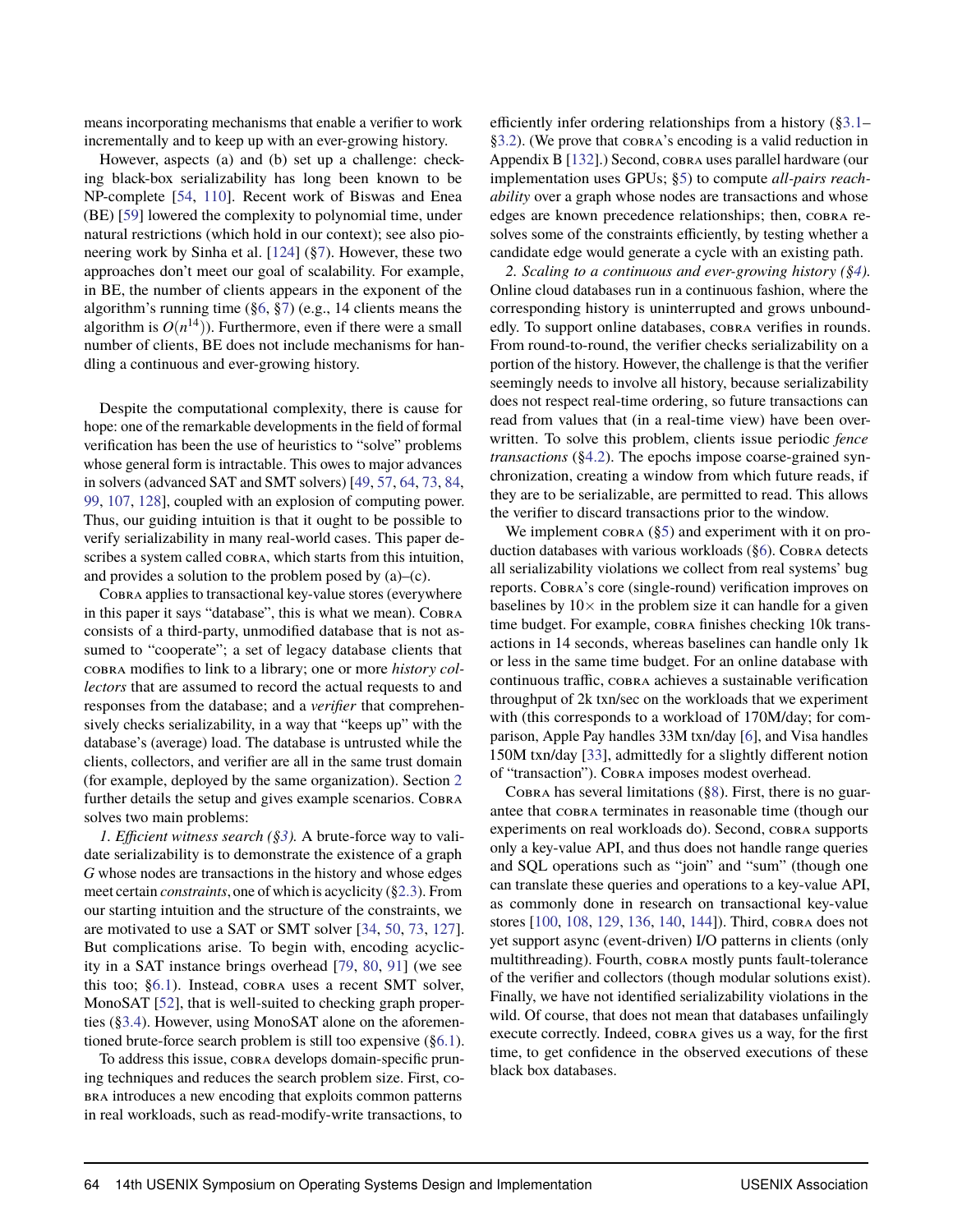means incorporating mechanisms that enable a verifier to work incrementally and to keep up with an ever-growing history.

However, aspects (a) and (b) set up a challenge: checking black-box serializability has long been known to be NP-complete [54, 110]. Recent work of Biswas and Enea (BE) [59] lowered the complexity to polynomial time, under natural restrictions (which hold in our context); see also pioneering work by Sinha et al. [124] (§7). However, these two approaches don't meet our goal of scalability. For example, in BE, the number of clients appears in the exponent of the algorithm's running time (§6, §7) (e.g., 14 clients means the algorithm is $O(n^{14})$). Furthermore, even if there were a small number of clients, BE does not include mechanisms for handling a continuous and ever-growing history.

Despite the computational complexity, there is cause for hope: one of the remarkable developments in the field of formal verification has been the use of heuristics to "solve" problems whose general form is intractable. This owes to major advances in solvers (advanced SAT and SMT solvers) [49, 57, 64, 73, 84, 99, 107, 128], coupled with an explosion of computing power. Thus, our guiding intuition is that it ought to be possible to verify serializability in many real-world cases. This paper describes a system called COBRA, which starts from this intuition, and provides a solution to the problem posed by (a)–(c).

COBRA applies to transactional key-value stores (everywhere in this paper it says "database", this is what we mean). COBRA consists of a third-party, unmodified database that is not assumed to "cooperate"; a set of legacy database clients that COBRA modifies to link to a library; one or more *history collectors* that are assumed to record the actual requests to and responses from the database; and a *verifier* that comprehensively checks serializability, in a way that "keeps up" with the database's (average) load. The database is untrusted while the clients, collectors, and verifier are all in the same trust domain (for example, deployed by the same organization). Section 2 further details the setup and gives example scenarios. COBRA solves two main problems:

*1. Efficient witness search (§3).* A brute-force way to validate serializability is to demonstrate the existence of a graph $G$ whose nodes are transactions in the history and whose edges meet certain *constraints*, one of which is acyclicity (§2.3). From our starting intuition and the structure of the constraints, we are motivated to use a SAT or SMT solver [34, 50, 73, 127]. But complications arise. To begin with, encoding acyclicity in a SAT instance brings overhead [79, 80, 91] (we see this too; §6.1). Instead, COBRA uses a recent SMT solver, MonoSAT [52], that is well-suited to checking graph properties (§3.4). However, using MonoSAT alone on the aforementioned brute-force search problem is still too expensive (§6.1).

To address this issue, COBRA develops domain-specific pruning techniques and reduces the search problem size. First, COBRA introduces a new encoding that exploits common patterns in real workloads, such as read-modify-write transactions, to efficiently infer ordering relationships from a history (§3.1–§3.2). (We prove that COBRA's encoding is a valid reduction in Appendix B [132].) Second, COBRA uses parallel hardware (our implementation uses GPUs; §5) to compute *all-pairs reachability* over a graph whose nodes are transactions and whose edges are known precedence relationships; then, COBRA resolves some of the constraints efficiently, by testing whether a candidate edge would generate a cycle with an existing path.

*2. Scaling to a continuous and ever-growing history (§4).* Online cloud databases run in a continuous fashion, where the corresponding history is uninterrupted and grows unboundedly. To support online databases, COBRA verifies in rounds. From round-to-round, the verifier checks serializability on a portion of the history. However, the challenge is that the verifier seemingly needs to involve all history, because serializability does not respect real-time ordering, so future transactions can read from values that (in a real-time view) have been overwritten. To solve this problem, clients issue periodic *fence transactions* (§4.2). The epochs impose coarse-grained synchronization, creating a window from which future reads, if they are to be serializable, are permitted to read. This allows the verifier to discard transactions prior to the window.

We implement COBRA (§5) and experiment with it on production databases with various workloads (§6). COBRA detects all serializability violations we collect from real systems' bug reports. COBRA's core (single-round) verification improves on baselines by 10× in the problem size it can handle for a given time budget. For example, COBRA finishes checking 10k transactions in 14 seconds, whereas baselines can handle only 1k or less in the same time budget. For an online database with continuous traffic, COBRA achieves a sustainable verification throughput of 2k txn/sec on the workloads that we experiment with (this corresponds to a workload of 170M/day; for comparison, Apple Pay handles 33M txn/day [6], and Visa handles 150M txn/day [33], admittedly for a slightly different notion of "transaction"). COBRA imposes modest overhead.

COBRA has several limitations (§8). First, there is no guarantee that COBRA terminates in reasonable time (though our experiments on real workloads do). Second, COBRA supports only a key-value API, and thus does not handle range queries and SQL operations such as "join" and "sum" (though one can translate these queries and operations to a key-value API, as commonly done in research on transactional key-value stores [100, 108, 129, 136, 140, 144]). Third, COBRA does not yet support async (event-driven) I/O patterns in clients (only multithreading). Fourth, COBRA mostly punts fault-tolerance of the verifier and collectors (though modular solutions exist). Finally, we have not identified serializability violations in the wild. Of course, that does not mean that databases unfailingly execute correctly. Indeed, COBRA gives us a way, for the first time, to get confidence in the observed executions of these black box databases.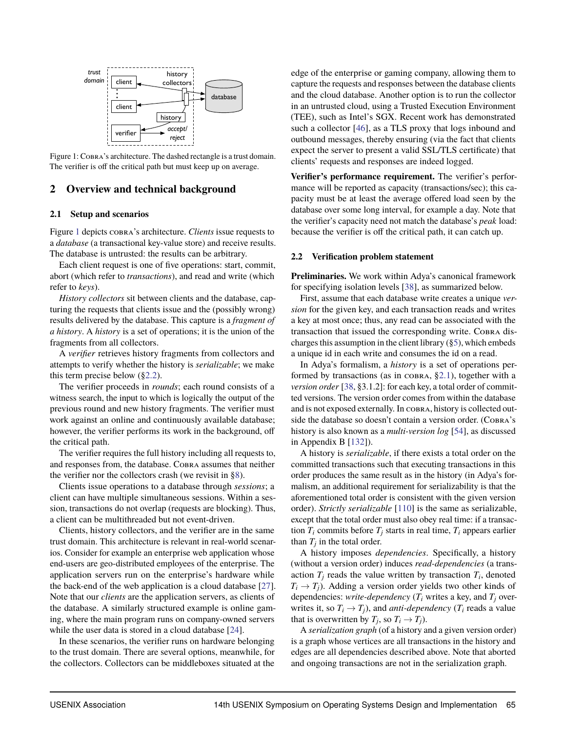Figure 1: Cobra's architecture. The dashed rectangle is a trust domain. The verifier is off the critical path but must keep up on average.

## 2 Overview and technical background

### 2.1 Setup and scenarios

Figure 1 depicts cobra's architecture. *Clients* issue requests to a *database* (a transactional key-value store) and receive results. The database is untrusted: the results can be arbitrary.

Each client request is one of five operations: start, commit, abort (which refer to *transactions*), and read and write (which refer to *keys*).

*History collectors* sit between clients and the database, capturing the requests that clients issue and the (possibly wrong) results delivered by the database. This capture is a *fragment of a history*. A *history* is a set of operations; it is the union of the fragments from all collectors.

A *verifier* retrieves history fragments from collectors and attempts to verify whether the history is *serializable*; we make this term precise below (§2.2).

The verifier proceeds in *rounds*; each round consists of a witness search, the input to which is logically the output of the previous round and new history fragments. The verifier must work against an online and continuously available database; however, the verifier performs its work in the background, off the critical path.

The verifier requires the full history including all requests to, and responses from, the database. Cobra assumes that neither the verifier nor the collectors crash (we revisit in §8).

Clients issue operations to a database through *sessions*; a client can have multiple simultaneous sessions. Within a session, transactions do not overlap (requests are blocking). Thus, a client can be multithreaded but not event-driven.

Clients, history collectors, and the verifier are in the same trust domain. This architecture is relevant in real-world scenarios. Consider for example an enterprise web application whose end-users are geo-distributed employees of the enterprise. The application servers run on the enterprise's hardware while the back-end of the web application is a cloud database [27]. Note that our *clients* are the application servers, as clients of the database. A similarly structured example is online gaming, where the main program runs on company-owned servers while the user data is stored in a cloud database [24].

In these scenarios, the verifier runs on hardware belonging to the trust domain. There are several options, meanwhile, for the collectors. Collectors can be middleboxes situated at the edge of the enterprise or gaming company, allowing them to capture the requests and responses between the database clients and the cloud database. Another option is to run the collector in an untrusted cloud, using a Trusted Execution Environment (TEE), such as Intel's SGX. Recent work has demonstrated such a collector [46], as a TLS proxy that logs inbound and outbound messages, thereby ensuring (via the fact that clients expect the server to present a valid SSL/TLS certificate) that clients' requests and responses are indeed logged.

**Verifier's performance requirement.** The verifier's performance will be reported as capacity (transactions/sec); this capacity must be at least the average offered load seen by the database over some long interval, for example a day. Note that the verifier's capacity need not match the database's *peak* load: because the verifier is off the critical path, it can catch up.

### 2.2 Verification problem statement

**Preliminaries.** We work within Adya's canonical framework for specifying isolation levels [38], as summarized below.

First, assume that each database write creates a unique *version* for the given key, and each transaction reads and writes a key at most once; thus, any read can be associated with the transaction that issued the corresponding write. Cobra discharges this assumption in the client library (§5), which embeds a unique id in each write and consumes the id on a read.

In Adya's formalism, a *history* is a set of operations performed by transactions (as in cobra, §2.1), together with a *version order* [38, §3.1.2]: for each key, a total order of committed versions. The version order comes from within the database and is not exposed externally. In cobra, history is collected outside the database so doesn't contain a version order. (Cobra's history is also known as a *multi-version log* [54], as discussed in Appendix B [132]).

A history is *serializable*, if there exists a total order on the committed transactions such that executing transactions in this order produces the same result as in the history (in Adya's formalism, an additional requirement for serializability is that the aforementioned total order is consistent with the given version order). *Strictly serializable* [110] is the same as serializable, except that the total order must also obey real time: if a transaction $T_i$ commits before $T_j$ starts in real time, $T_i$ appears earlier than $T_j$ in the total order.

A history imposes *dependencies*. Specifically, a history (without a version order) induces *read-dependencies* (a transaction $T_j$ reads the value written by transaction $T_i$, denoted $T_i \to T_j$). Adding a version order yields two other kinds of dependencies: *write-dependency* ($T_i$ writes a key, and $T_j$ overwrites it, so $T_i \to T_j$), and *anti-dependency* ($T_i$ reads a value that is overwritten by $T_j$, so $T_i \to T_j$).

A *serialization graph* (of a history and a given version order) is a graph whose vertices are all transactions in the history and edges are all dependencies described above. Note that aborted and ongoing transactions are not in the serialization graph.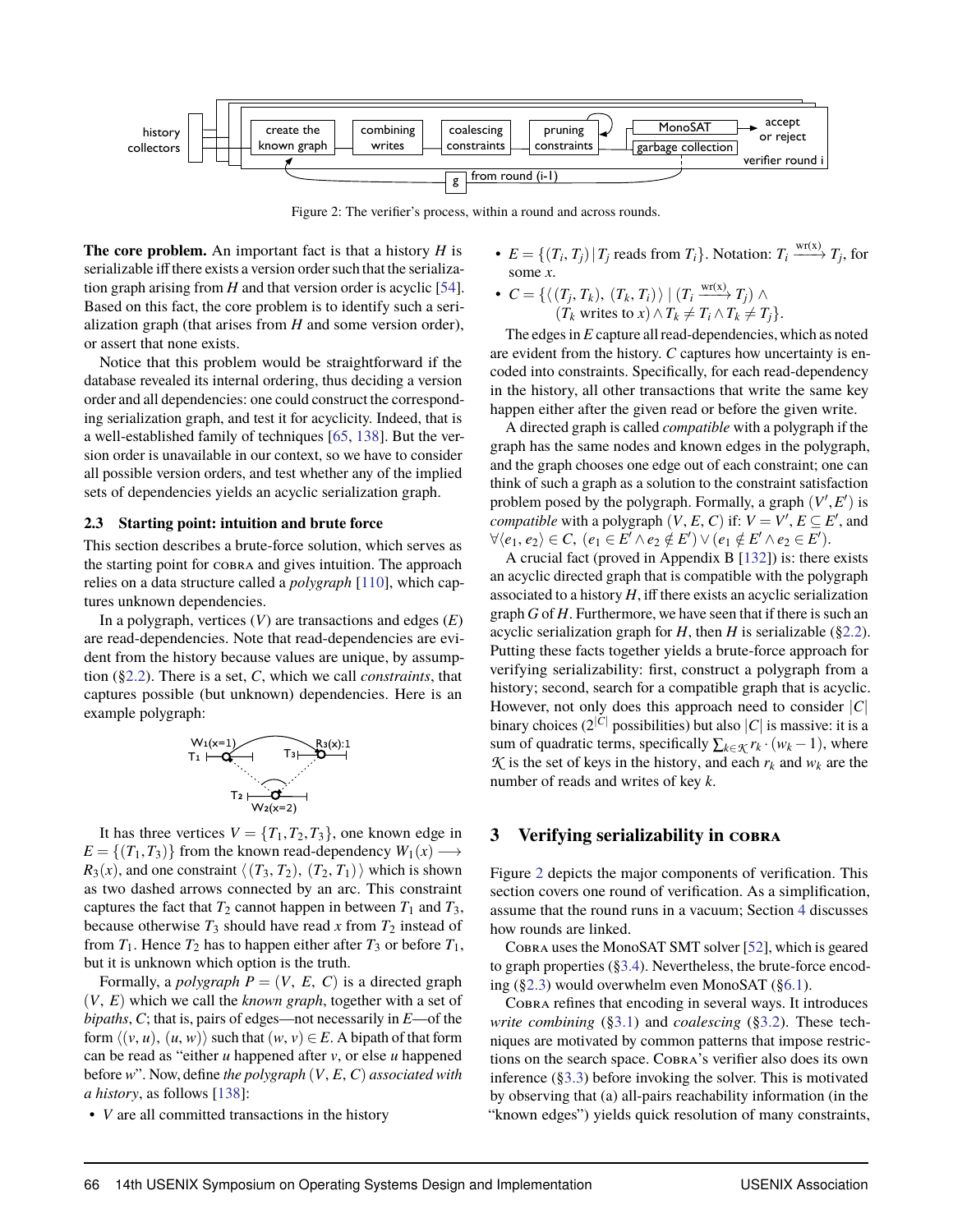Figure 2: The verifier's process, within a round and across rounds.

**The core problem.** An important fact is that a history $H$ is serializable iff there exists a version order such that the serialization graph arising from $H$ and that version order is acyclic [54]. Based on this fact, the core problem is to identify such a serialization graph (that arises from $H$ and some version order), or assert that none exists.

Notice that this problem would be straightforward if the database revealed its internal ordering, thus deciding a version order and all dependencies: one could construct the corresponding serialization graph, and test it for acyclicity. Indeed, that is a well-established family of techniques [65, 138]. But the version order is unavailable in our context, so we have to consider all possible version orders, and test whether any of the implied sets of dependencies yields an acyclic serialization graph.

### 2.3 Starting point: intuition and brute force

This section describes a brute-force solution, which serves as the starting point for COBRA and gives intuition. The approach relies on a data structure called a *polygraph* [110], which captures unknown dependencies.

In a polygraph, vertices ($V$) are transactions and edges ($E$) are read-dependencies. Note that read-dependencies are evident from the history because values are unique, by assumption (§2.2). There is a set, $C$, which we call *constraints*, that captures possible (but unknown) dependencies. Here is an example polygraph:

It has three vertices $V = \{T_1, T_2, T_3\}$, one known edge in $E = \{(T_1, T_3)\}$ from the known read-dependency $W_1(x) \longrightarrow R_3(x)$, and one constraint $\langle (T_3, T_2), (T_2, T_1) \rangle$ which is shown as two dashed arrows connected by an arc. This constraint captures the fact that $T_2$ cannot happen in between $T_1$ and $T_3$, because otherwise $T_3$ should have read $x$ from $T_2$ instead of from $T_1$. Hence $T_2$ has to happen either after $T_3$ or before $T_1$, but it is unknown which option is the truth.

Formally, a *polygraph* $P = (V, E, C)$ is a directed graph $(V, E)$ which we call the *known graph*, together with a set of *bipaths*, $C$; that is, pairs of edges—not necessarily in $E$—of the form $\langle (v, u), (u, w) \rangle$ such that $(w, v) \in E$. A bipath of that form can be read as "either $u$ happened after $v$, or else $u$ happened before $w$". Now, define *the polygraph* $(V, E, C)$ *associated with a history*, as follows [138]:

- $V$ are all committed transactions in the history
- $E = \{(T_i, T_j) \mid T_j \text{ reads from } T_i\}$. Notation: $T_i \xrightarrow{\text{wr(x)}} T_j$, for some $x$.
- $C = \{\langle (T_j, T_k), (T_k, T_i) \rangle \mid (T_i \xrightarrow{\text{wr(x)}} T_j) \wedge (T_k \text{ writes to } x) \wedge T_k \neq T_i \wedge T_k \neq T_j\}$.

The edges in $E$ capture all read-dependencies, which as noted are evident from the history. $C$ captures how uncertainty is encoded into constraints. Specifically, for each read-dependency in the history, all other transactions that write the same key happen either after the given read or before the given write.

A directed graph is called *compatible* with a polygraph if the graph has the same nodes and known edges in the polygraph, and the graph chooses one edge out of each constraint; one can think of such a graph as a solution to the constraint satisfaction problem posed by the polygraph. Formally, a graph $(V', E')$ is *compatible* with a polygraph $(V, E, C)$ if: $V = V'$, $E \subseteq E'$, and $\forall \langle e_1, e_2 \rangle \in C$, $(e_1 \in E' \wedge e_2 \notin E') \vee (e_1 \notin E' \wedge e_2 \in E')$.

A crucial fact (proved in Appendix B [132]) is: there exists an acyclic directed graph that is compatible with the polygraph associated to a history $H$, iff there exists an acyclic serialization graph $G$ of $H$. Furthermore, we have seen that if there is such an acyclic serialization graph for $H$, then $H$ is serializable (§2.2). Putting these facts together yields a brute-force approach for verifying serializability: first, construct a polygraph from a history; second, search for a compatible graph that is acyclic. However, not only does this approach need to consider $|C|$ binary choices ($2^{|C|}$ possibilities) but also $|C|$ is massive: it is a sum of quadratic terms, specifically $\sum_{k \in \mathcal{K}} r_k \cdot (w_k - 1)$, where $\mathcal{K}$ is the set of keys in the history, and each $r_k$ and $w_k$ are the number of reads and writes of key $k$.

## 3 Verifying serializability in COBRA

Figure 2 depicts the major components of verification. This section covers one round of verification. As a simplification, assume that the round runs in a vacuum; Section 4 discusses how rounds are linked.

COBRA uses the MonoSAT SMT solver [52], which is geared to graph properties (§3.4). Nevertheless, the brute-force encoding (§2.3) would overwhelm even MonoSAT (§6.1).

COBRA refines that encoding in several ways. It introduces *write combining* (§3.1) and *coalescing* (§3.2). These techniques are motivated by common patterns that impose restrictions on the search space. COBRA's verifier also does its own inference (§3.3) before invoking the solver. This is motivated by observing that (a) all-pairs reachability information (in the "known edges") yields quick resolution of many constraints,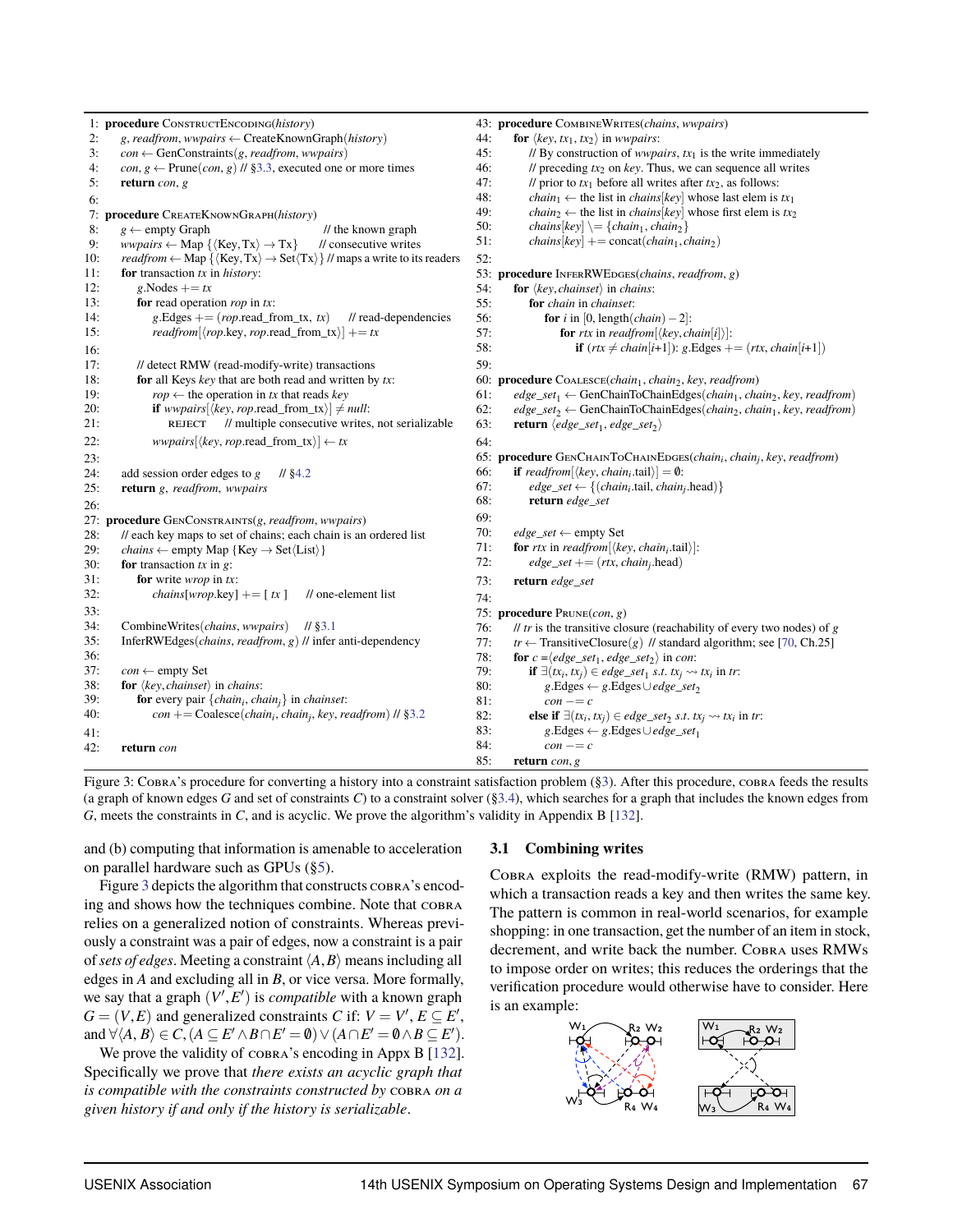```
1: procedure ConstructEncoding(history)
2:     g, readfrom, wwpairs ← CreateKnownGraph(history)
3:     con ← GenConstraints(g, readfrom, wwpairs)
4:     con, g ← Prune(con, g) // §3.3, executed one or more times
5:     return con, g
6:
7: procedure CreateKnownGraph(history)
8:     g ← empty Graph                          // the known graph
9:     wwpairs ← Map {⟨Key,Tx⟩ → Tx}      // consecutive writes
10:    readfrom ← Map {⟨Key,Tx⟩ → Set⟨Tx⟩} // maps a write to its readers
11:    for transaction tx in history:
12:        g.Nodes += tx
13:        for read operation rop in tx:
14:            g.Edges += (rop.read_from_tx, tx)     // read-dependencies
15:            readfrom[⟨rop.key, rop.read_from_tx⟩] += tx
16:
17:        // detect RMW (read-modify-write) transactions
18:        for all Keys key that are both read and written by tx:
19:            rop ← the operation in tx that reads key
20:            if wwpairs[⟨key, rop.read_from_tx⟩] ≠ null:
21:                REJECT    // multiple consecutive writes, not serializable
22:            wwpairs[⟨key, rop.read_from_tx⟩] ← tx
23:
24:    add session order edges to g    // §4.2
25:    return g, readfrom, wwpairs
26:
27: procedure GenConstraints(g, readfrom, wwpairs)
28:    // each key maps to set of chains; each chain is an ordered list
29:    chains ← empty Map {Key → Set⟨List⟩}
30:    for transaction tx in g:
31:        for write wrop in tx:
32:            chains[wrop.key] += [ tx ]     // one-element list
33:
34:    CombineWrites(chains, wwpairs)    // §3.1
35:    InferRWEdges(chains, readfrom, g) // infer anti-dependency
36:
37:    con ← empty Set
38:    for ⟨key, chainset⟩ in chains:
39:        for every pair {chain_i, chain_j} in chainset:
40:            con += Coalesce(chain_i, chain_j, key, readfrom) // §3.2
41:
42:    return con
43: procedure CombineWrites(chains, wwpairs)
44:    for ⟨key, tx_1, tx_2⟩ in wwpairs:
45:        // By construction of wwpairs, tx_1 is the write immediately
46:        // preceding tx_2 on key. Thus, we can sequence all writes
47:        // prior to tx_1 before all writes after tx_2, as follows:
48:        chain_1 ← the list in chains[key] whose last elem is tx_1
49:        chain_2 ← the list in chains[key] whose first elem is tx_2
50:        chains[key] \= {chain_1, chain_2}
51:        chains[key] += concat(chain_1, chain_2)
52:
53: procedure InferRWEdges(chains, readfrom, g)
54:    for ⟨key, chainset⟩ in chains:
55:        for chain in chainset:
56:            for i in [0, length(chain) − 2]:
57:                for rtx in readfrom[⟨key, chain[i]⟩]:
58:                    if (rtx ≠ chain[i+1]): g.Edges += (rtx, chain[i+1])
59:
60: procedure Coalesce(chain_1, chain_2, key, readfrom)
61:    edge_set_1 ← GenChainToChainEdges(chain_1, chain_2, key, readfrom)
62:    edge_set_2 ← GenChainToChainEdges(chain_2, chain_1, key, readfrom)
63:    return ⟨edge_set_1, edge_set_2⟩
64:
65: procedure GenChainToChainEdges(chain_i, chain_j, key, readfrom)
66:    if readfrom[⟨key, chain_i.tail⟩] = ∅:
67:        edge_set ← {(chain_i.tail, chain_j.head)}
68:        return edge_set
69:
70:    edge_set ← empty Set
71:    for rtx in readfrom[⟨key, chain_i.tail⟩]:
72:        edge_set += (rtx, chain_j.head)
73:    return edge_set
74:
75: procedure Prune(con, g)
76:    // tr is the transitive closure (reachability of every two nodes) of g
77:    tr ← TransitiveClosure(g) // standard algorithm; see [70, Ch.25]
78:    for c = ⟨edge_set_1, edge_set_2⟩ in con:
79:        if ∃(tx_i, tx_j) ∈ edge_set_1 s.t. tx_j ⇝ tx_i in tr:
80:            g.Edges ← g.Edges ∪ edge_set_2
81:            con −= c
82:        else if ∃(tx_i, tx_j) ∈ edge_set_2 s.t. tx_j ⇝ tx_i in tr:
83:            g.Edges ← g.Edges ∪ edge_set_1
84:            con −= c
85:    return con, g
```

Figure 3: Cobra's procedure for converting a history into a constraint satisfaction problem (§3). After this procedure, cobra feeds the results (a graph of known edges $G$ and set of constraints $C$) to a constraint solver (§3.4), which searches for a graph that includes the known edges from $G$, meets the constraints in $C$, and is acyclic. We prove the algorithm's validity in Appendix B [132].

and (b) computing that information is amenable to acceleration on parallel hardware such as GPUs (§5).

Figure 3 depicts the algorithm that constructs cobra's encoding and shows how the techniques combine. Note that cobra relies on a generalized notion of constraints. Whereas previously a constraint was a pair of edges, now a constraint is a pair of *sets of edges*. Meeting a constraint $\langle A, B\rangle$ means including all edges in $A$ and excluding all in $B$, or vice versa. More formally, we say that a graph $(V', E')$ is *compatible* with a known graph $G = (V, E)$ and generalized constraints $C$ if: $V = V'$, $E \subseteq E'$, and $\forall \langle A, B\rangle \in C, (A \subseteq E' \wedge B \cap E' = \emptyset) \vee (A \cap E' = \emptyset \wedge B \subseteq E')$.

We prove the validity of cobra's encoding in Appx B [132]. Specifically we prove that *there exists an acyclic graph that is compatible with the constraints constructed by* cobra *on a given history if and only if the history is serializable*.

### 3.1 Combining writes

Cobra exploits the read-modify-write (RMW) pattern, in which a transaction reads a key and then writes the same key. The pattern is common in real-world scenarios, for example shopping: in one transaction, get the number of an item in stock, decrement, and write back the number. Cobra uses RMWs to impose order on writes; this reduces the orderings that the verification procedure would otherwise have to consider. Here is an example: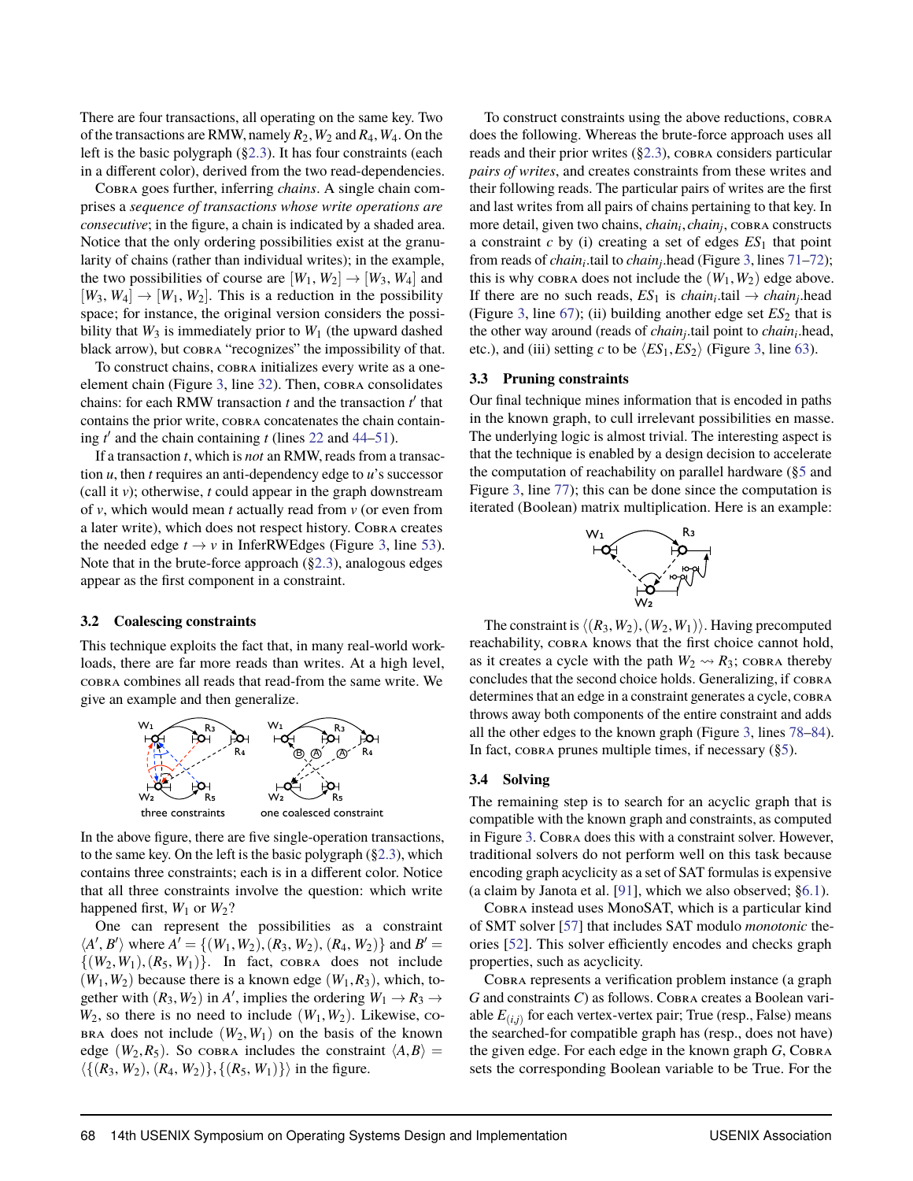There are four transactions, all operating on the same key. Two of the transactions are RMW, namely $R_2, W_2$ and $R_4, W_4$. On the left is the basic polygraph (§2.3). It has four constraints (each in a different color), derived from the two read-dependencies.

Cobra goes further, inferring *chains*. A single chain comprises a *sequence of transactions whose write operations are consecutive*; in the figure, a chain is indicated by a shaded area. Notice that the only ordering possibilities exist at the granularity of chains (rather than individual writes); in the example, the two possibilities of course are $[W_1, W_2] \rightarrow [W_3, W_4]$ and $[W_3, W_4] \rightarrow [W_1, W_2]$. This is a reduction in the possibility space; for instance, the original version considers the possibility that $W_3$ is immediately prior to $W_1$ (the upward dashed black arrow), but cobra "recognizes" the impossibility of that.

To construct chains, cobra initializes every write as a one-element chain (Figure 3, line 32). Then, cobra consolidates chains: for each RMW transaction $t$ and the transaction $t'$ that contains the prior write, cobra concatenates the chain containing $t'$ and the chain containing $t$ (lines 22 and 44–51).

If a transaction $t$, which is *not* an RMW, reads from a transaction $u$, then $t$ requires an anti-dependency edge to $u$'s successor (call it $v$); otherwise, $t$ could appear in the graph downstream of $v$, which would mean $t$ actually read from $v$ (or even from a later write), which does not respect history. Cobra creates the needed edge $t \rightarrow v$ in InferRWEdges (Figure 3, line 53). Note that in the brute-force approach (§2.3), analogous edges appear as the first component in a constraint.

### 3.2 Coalescing constraints

This technique exploits the fact that, in many real-world workloads, there are far more reads than writes. At a high level, cobra combines all reads that read-from the same write. We give an example and then generalize.

three constraints — one coalesced constraint

In the above figure, there are five single-operation transactions, to the same key. On the left is the basic polygraph (§2.3), which contains three constraints; each is in a different color. Notice that all three constraints involve the question: which write happened first, $W_1$ or $W_2$?

One can represent the possibilities as a constraint $\langle A', B' \rangle$ where $A' = \{(W_1, W_2), (R_3, W_2), (R_4, W_2)\}$ and $B' = \{(W_2, W_1), (R_5, W_1)\}$. In fact, cobra does not include $(W_1, W_2)$ because there is a known edge $(W_1, R_3)$, which, together with $(R_3, W_2)$ in $A'$, implies the ordering $W_1 \rightarrow R_3 \rightarrow W_2$, so there is no need to include $(W_1, W_2)$. Likewise, cobra does not include $(W_2, W_1)$ on the basis of the known edge $(W_2, R_5)$. So cobra includes the constraint $\langle A, B \rangle = \langle \{(R_3, W_2), (R_4, W_2)\}, \{(R_5, W_1)\} \rangle$ in the figure.

To construct constraints using the above reductions, cobra does the following. Whereas the brute-force approach uses all reads and their prior writes (§2.3), cobra considers particular *pairs of writes*, and creates constraints from these writes and their following reads. The particular pairs of writes are the first and last writes from all pairs of chains pertaining to that key. In more detail, given two chains, $chain_i, chain_j$, cobra constructs a constraint $c$ by (i) creating a set of edges $ES_1$ that point from reads of $chain_i$.tail to $chain_j$.head (Figure 3, lines 71–72); this is why cobra does not include the $(W_1, W_2)$ edge above. If there are no such reads, $ES_1$ is $chain_i$.tail $\rightarrow$ $chain_j$.head (Figure 3, line 67); (ii) building another edge set $ES_2$ that is the other way around (reads of $chain_j$.tail point to $chain_i$.head, etc.), and (iii) setting $c$ to be $\langle ES_1, ES_2 \rangle$ (Figure 3, line 63).

### 3.3 Pruning constraints

Our final technique mines information that is encoded in paths in the known graph, to cull irrelevant possibilities en masse. The underlying logic is almost trivial. The interesting aspect is that the technique is enabled by a design decision to accelerate the computation of reachability on parallel hardware (§5 and Figure 3, line 77); this can be done since the computation is iterated (Boolean) matrix multiplication. Here is an example:

The constraint is $\langle (R_3, W_2), (W_2, W_1) \rangle$. Having precomputed reachability, cobra knows that the first choice cannot hold, as it creates a cycle with the path $W_2 \rightsquigarrow R_3$; cobra thereby concludes that the second choice holds. Generalizing, if cobra determines that an edge in a constraint generates a cycle, cobra throws away both components of the entire constraint and adds all the other edges to the known graph (Figure 3, lines 78–84). In fact, cobra prunes multiple times, if necessary (§5).

### 3.4 Solving

The remaining step is to search for an acyclic graph that is compatible with the known graph and constraints, as computed in Figure 3. Cobra does this with a constraint solver. However, traditional solvers do not perform well on this task because encoding graph acyclicity as a set of SAT formulas is expensive (a claim by Janota et al. [91], which we also observed; §6.1).

Cobra instead uses MonoSAT, which is a particular kind of SMT solver [57] that includes SAT modulo *monotonic* theories [52]. This solver efficiently encodes and checks graph properties, such as acyclicity.

Cobra represents a verification problem instance (a graph $G$ and constraints $C$) as follows. Cobra creates a Boolean variable $E_{(i,j)}$ for each vertex-vertex pair; True (resp., False) means the searched-for compatible graph has (resp., does not have) the given edge. For each edge in the known graph $G$, Cobra sets the corresponding Boolean variable to be True. For the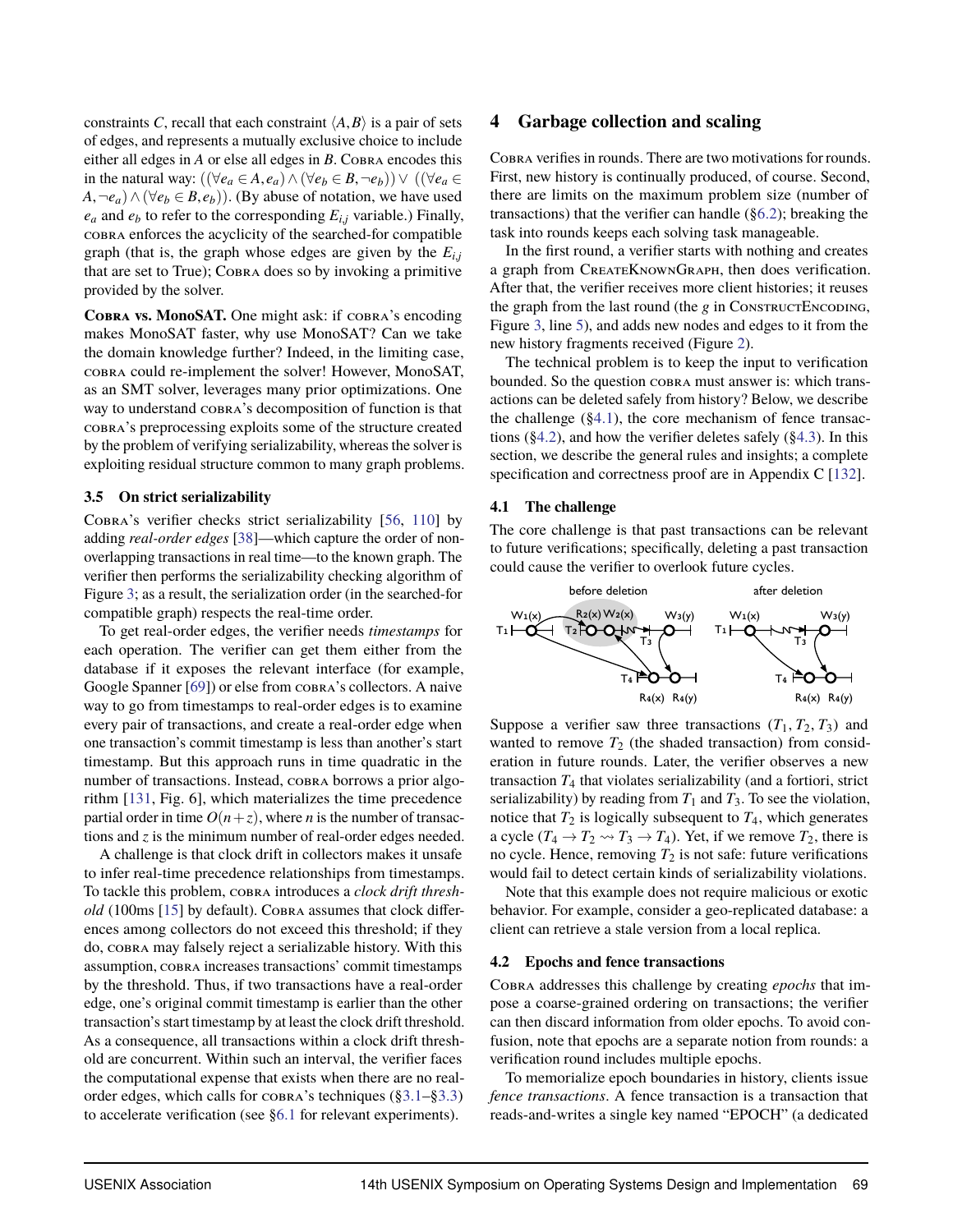constraints $C$, recall that each constraint $\langle A, B \rangle$ is a pair of sets of edges, and represents a mutually exclusive choice to include either all edges in $A$ or else all edges in $B$. COBRA encodes this in the natural way: $((\forall e_a \in A, e_a) \wedge (\forall e_b \in B, \neg e_b)) \vee ((\forall e_a \in A, \neg e_a) \wedge (\forall e_b \in B, e_b))$. (By abuse of notation, we have used $e_a$ and $e_b$ to refer to the corresponding $E_{i,j}$ variable.) Finally, COBRA enforces the acyclicity of the searched-for compatible graph (that is, the graph whose edges are given by the $E_{i,j}$ that are set to True); COBRA does so by invoking a primitive provided by the solver.

**COBRA vs. MonoSAT.** One might ask: if COBRA's encoding makes MonoSAT faster, why use MonoSAT? Can we take the domain knowledge further? Indeed, in the limiting case, COBRA could re-implement the solver! However, MonoSAT, as an SMT solver, leverages many prior optimizations. One way to understand COBRA's decomposition of function is that COBRA's preprocessing exploits some of the structure created by the problem of verifying serializability, whereas the solver is exploiting residual structure common to many graph problems.

### 3.5 On strict serializability

COBRA's verifier checks strict serializability [56, 110] by adding *real-order edges* [38]—which capture the order of non-overlapping transactions in real time—to the known graph. The verifier then performs the serializability checking algorithm of Figure 3; as a result, the serialization order (in the searched-for compatible graph) respects the real-time order.

To get real-order edges, the verifier needs *timestamps* for each operation. The verifier can get them either from the database if it exposes the relevant interface (for example, Google Spanner [69]) or else from COBRA's collectors. A naive way to go from timestamps to real-order edges is to examine every pair of transactions, and create a real-order edge when one transaction's commit timestamp is less than another's start timestamp. But this approach runs in time quadratic in the number of transactions. Instead, COBRA borrows a prior algorithm [131, Fig. 6], which materializes the time precedence partial order in time $O(n+z)$, where $n$ is the number of transactions and $z$ is the minimum number of real-order edges needed.

A challenge is that clock drift in collectors makes it unsafe to infer real-time precedence relationships from timestamps. To tackle this problem, COBRA introduces a *clock drift threshold* (100ms [15] by default). COBRA assumes that clock differences among collectors do not exceed this threshold; if they do, COBRA may falsely reject a serializable history. With this assumption, COBRA increases transactions' commit timestamps by the threshold. Thus, if two transactions have a real-order edge, one's original commit timestamp is earlier than the other transaction's start timestamp by at least the clock drift threshold. As a consequence, all transactions within a clock drift threshold are concurrent. Within such an interval, the verifier faces the computational expense that exists when there are no real-order edges, which calls for COBRA's techniques (§3.1–§3.3) to accelerate verification (see §6.1 for relevant experiments).

## 4 Garbage collection and scaling

COBRA verifies in rounds. There are two motivations for rounds. First, new history is continually produced, of course. Second, there are limits on the maximum problem size (number of transactions) that the verifier can handle (§6.2); breaking the task into rounds keeps each solving task manageable.

In the first round, a verifier starts with nothing and creates a graph from CREATEKNOWNGRAPH, then does verification. After that, the verifier receives more client histories; it reuses the graph from the last round (the $g$ in CONSTRUCTENCODING, Figure 3, line 5), and adds new nodes and edges to it from the new history fragments received (Figure 2).

The technical problem is to keep the input to verification bounded. So the question COBRA must answer is: which transactions can be deleted safely from history? Below, we describe the challenge (§4.1), the core mechanism of fence transactions (§4.2), and how the verifier deletes safely (§4.3). In this section, we describe the general rules and insights; a complete specification and correctness proof are in Appendix C [132].

### 4.1 The challenge

The core challenge is that past transactions can be relevant to future verifications; specifically, deleting a past transaction could cause the verifier to overlook future cycles.

Suppose a verifier saw three transactions ($T_1, T_2, T_3$) and wanted to remove $T_2$ (the shaded transaction) from consideration in future rounds. Later, the verifier observes a new transaction $T_4$ that violates serializability (and a fortiori, strict serializability) by reading from $T_1$ and $T_3$. To see the violation, notice that $T_2$ is logically subsequent to $T_4$, which generates a cycle ($T_4 \rightarrow T_2 \rightsquigarrow T_3 \rightarrow T_4$). Yet, if we remove $T_2$, there is no cycle. Hence, removing $T_2$ is not safe: future verifications would fail to detect certain kinds of serializability violations.

Note that this example does not require malicious or exotic behavior. For example, consider a geo-replicated database: a client can retrieve a stale version from a local replica.

### 4.2 Epochs and fence transactions

COBRA addresses this challenge by creating *epochs* that impose a coarse-grained ordering on transactions; the verifier can then discard information from older epochs. To avoid confusion, note that epochs are a separate notion from rounds: a verification round includes multiple epochs.

To memorialize epoch boundaries in history, clients issue *fence transactions*. A fence transaction is a transaction that reads-and-writes a single key named "EPOCH" (a dedicated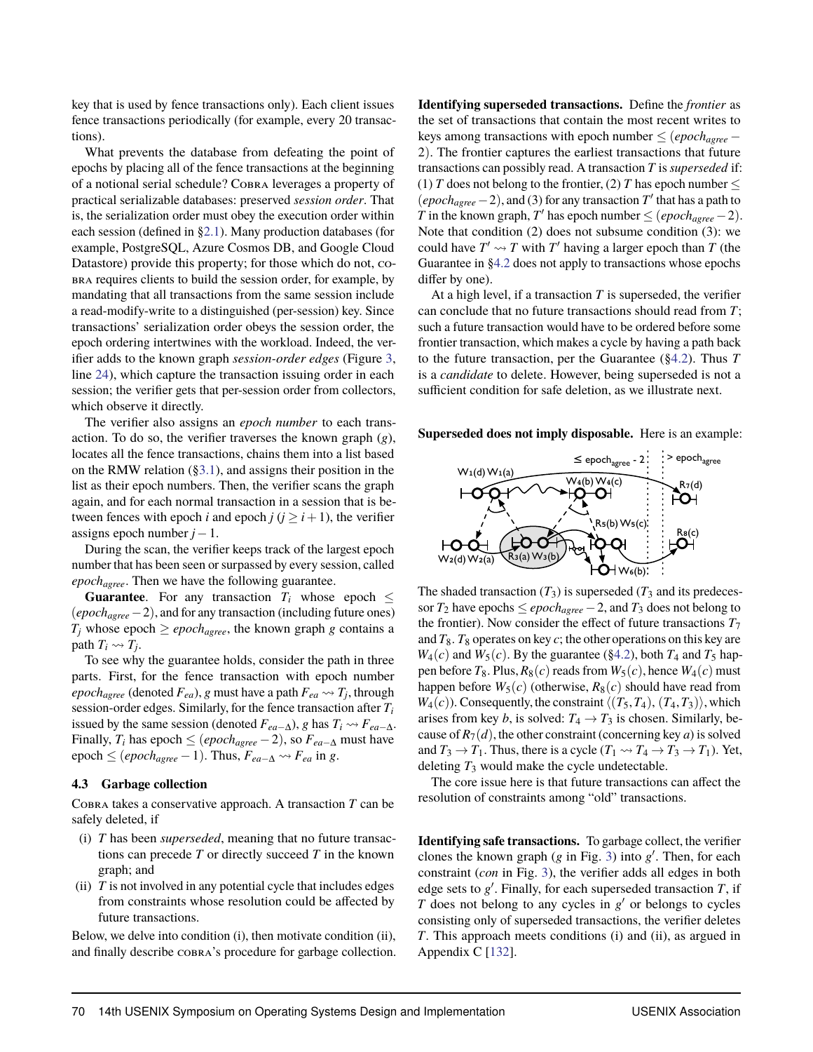key that is used by fence transactions only). Each client issues fence transactions periodically (for example, every 20 transactions).

What prevents the database from defeating the point of epochs by placing all of the fence transactions at the beginning of a notional serial schedule? Cobra leverages a property of practical serializable databases: preserved *session order*. That is, the serialization order must obey the execution order within each session (defined in §2.1). Many production databases (for example, PostgreSQL, Azure Cosmos DB, and Google Cloud Datastore) provide this property; for those which do not, cobra requires clients to build the session order, for example, by mandating that all transactions from the same session include a read-modify-write to a distinguished (per-session) key. Since transactions' serialization order obeys the session order, the epoch ordering intertwines with the workload. Indeed, the verifier adds to the known graph *session-order edges* (Figure 3, line 24), which capture the transaction issuing order in each session; the verifier gets that per-session order from collectors, which observe it directly.

The verifier also assigns an *epoch number* to each transaction. To do so, the verifier traverses the known graph ($g$), locates all the fence transactions, chains them into a list based on the RMW relation (§3.1), and assigns their position in the list as their epoch numbers. Then, the verifier scans the graph again, and for each normal transaction in a session that is between fences with epoch $i$ and epoch $j$ ($j \geq i+1$), the verifier assigns epoch number $j-1$.

During the scan, the verifier keeps track of the largest epoch number that has been seen or surpassed by every session, called $epoch_{agree}$. Then we have the following guarantee.

**Guarantee**. For any transaction $T_i$ whose epoch $\leq (epoch_{agree} - 2)$, and for any transaction (including future ones) $T_j$ whose epoch $\geq epoch_{agree}$, the known graph $g$ contains a path $T_i \rightsquigarrow T_j$.

To see why the guarantee holds, consider the path in three parts. First, for the fence transaction with epoch number $epoch_{agree}$ (denoted $F_{ea}$), $g$ must have a path $F_{ea} \rightsquigarrow T_j$, through session-order edges. Similarly, for the fence transaction after $T_i$ issued by the same session (denoted $F_{ea-\Delta}$), $g$ has $T_i \rightsquigarrow F_{ea-\Delta}$. Finally, $T_i$ has epoch $\leq (epoch_{agree} - 2)$, so $F_{ea-\Delta}$ must have epoch $\leq (epoch_{agree} - 1)$. Thus, $F_{ea-\Delta} \rightsquigarrow F_{ea}$ in $g$.

### 4.3 Garbage collection

Cobra takes a conservative approach. A transaction $T$ can be safely deleted, if

- (i) $T$ has been *superseded*, meaning that no future transactions can precede $T$ or directly succeed $T$ in the known graph; and
- (ii) $T$ is not involved in any potential cycle that includes edges from constraints whose resolution could be affected by future transactions.

Below, we delve into condition (i), then motivate condition (ii), and finally describe cobra's procedure for garbage collection.

**Identifying superseded transactions.** Define the *frontier* as the set of transactions that contain the most recent writes to keys among transactions with epoch number $\leq (epoch_{agree} - 2)$. The frontier captures the earliest transactions that future transactions can possibly read. A transaction $T$ is *superseded* if: (1) $T$ does not belong to the frontier, (2) $T$ has epoch number $\leq (epoch_{agree} - 2)$, and (3) for any transaction $T'$ that has a path to $T$ in the known graph, $T'$ has epoch number $\leq (epoch_{agree} - 2)$. Note that condition (2) does not subsume condition (3): we could have $T' \rightsquigarrow T$ with $T'$ having a larger epoch than $T$ (the Guarantee in §4.2 does not apply to transactions whose epochs differ by one).

At a high level, if a transaction $T$ is superseded, the verifier can conclude that no future transactions should read from $T$; such a future transaction would have to be ordered before some frontier transaction, which makes a cycle by having a path back to the future transaction, per the Guarantee (§4.2). Thus $T$ is a *candidate* to delete. However, being superseded is not a sufficient condition for safe deletion, as we illustrate next.

**Superseded does not imply disposable.** Here is an example:

The shaded transaction ($T_3$) is superseded ($T_3$ and its predecessor $T_2$ have epochs $\leq epoch_{agree} - 2$, and $T_3$ does not belong to the frontier). Now consider the effect of future transactions $T_7$ and $T_8$. $T_8$ operates on key $c$; the other operations on this key are $W_4(c)$ and $W_5(c)$. By the guarantee (§4.2), both $T_4$ and $T_5$ happen before $T_8$. Plus, $R_8(c)$ reads from $W_5(c)$, hence $W_4(c)$ must happen before $W_5(c)$ (otherwise, $R_8(c)$ should have read from $W_4(c)$). Consequently, the constraint $\langle (T_5, T_4), (T_4, T_3) \rangle$, which arises from key $b$, is solved: $T_4 \rightarrow T_3$ is chosen. Similarly, because of $R_7(d)$, the other constraint (concerning key $a$) is solved and $T_3 \rightarrow T_1$. Thus, there is a cycle ($T_1 \rightsquigarrow T_4 \rightarrow T_3 \rightarrow T_1$). Yet, deleting $T_3$ would make the cycle undetectable.

The core issue here is that future transactions can affect the resolution of constraints among "old" transactions.

**Identifying safe transactions.** To garbage collect, the verifier clones the known graph ($g$ in Fig. 3) into $g'$. Then, for each constraint ($con$ in Fig. 3), the verifier adds all edges in both edge sets to $g'$. Finally, for each superseded transaction $T$, if $T$ does not belong to any cycles in $g'$ or belongs to cycles consisting only of superseded transactions, the verifier deletes $T$. This approach meets conditions (i) and (ii), as argued in Appendix C [132].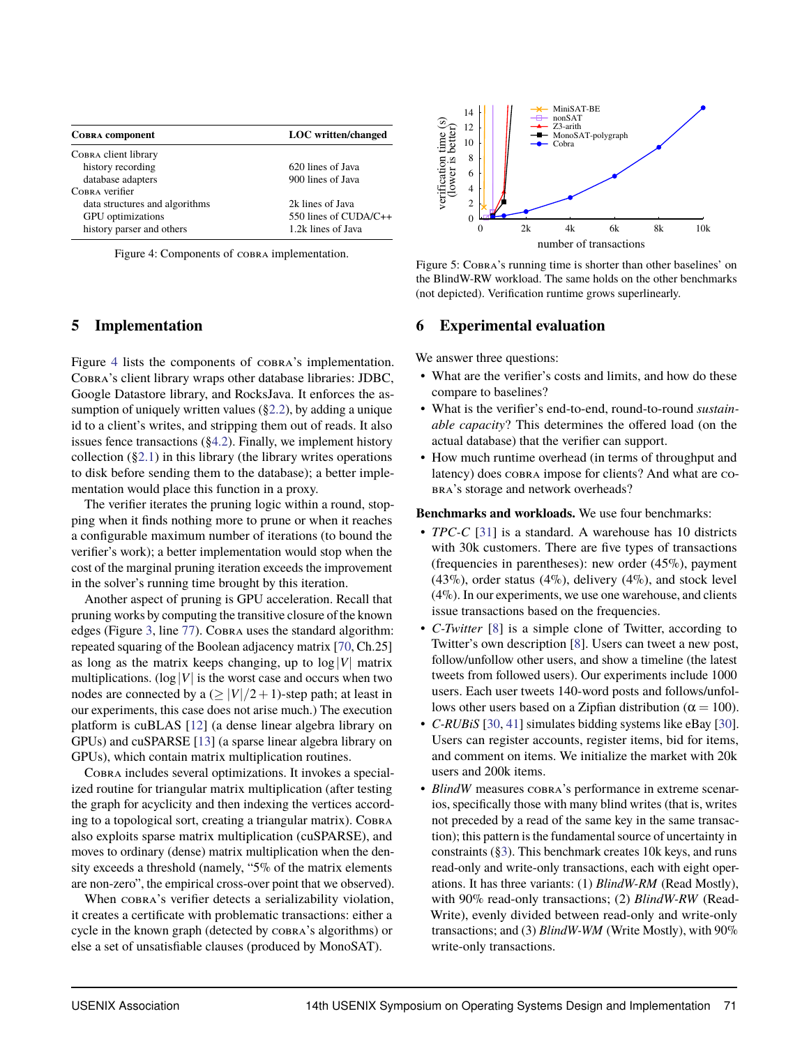| COBRA component | LOC written/changed |
|---|---|
| COBRA client library | |
| history recording | 620 lines of Java |
| database adapters | 900 lines of Java |
| COBRA verifier | |
| data structures and algorithms | 2k lines of Java |
| GPU optimizations | 550 lines of CUDA/C++ |
| history parser and others | 1.2k lines of Java |

Figure 4: Components of COBRA implementation.

Figure 5: COBRA's running time is shorter than other baselines' on the BlindW-RW workload. The same holds on the other benchmarks (not depicted). Verification runtime grows superlinearly.

## 5 Implementation

Figure 4 lists the components of COBRA's implementation. COBRA's client library wraps other database libraries: JDBC, Google Datastore library, and RocksJava. It enforces the assumption of uniquely written values (§2.2), by adding a unique id to a client's writes, and stripping them out of reads. It also issues fence transactions (§4.2). Finally, we implement history collection (§2.1) in this library (the library writes operations to disk before sending them to the database); a better implementation would place this function in a proxy.

The verifier iterates the pruning logic within a round, stopping when it finds nothing more to prune or when it reaches a configurable maximum number of iterations (to bound the verifier's work); a better implementation would stop when the cost of the marginal pruning iteration exceeds the improvement in the solver's running time brought by this iteration.

Another aspect of pruning is GPU acceleration. Recall that pruning works by computing the transitive closure of the known edges (Figure 3, line 77). COBRA uses the standard algorithm: repeated squaring of the Boolean adjacency matrix [70, Ch.25] as long as the matrix keeps changing, up to $\log|V|$ matrix multiplications. ($\log|V|$ is the worst case and occurs when two nodes are connected by a ($\geq |V|/2+1$)-step path; at least in our experiments, this case does not arise much.) The execution platform is cuBLAS [12] (a dense linear algebra library on GPUs) and cuSPARSE [13] (a sparse linear algebra library on GPUs), which contain matrix multiplication routines.

COBRA includes several optimizations. It invokes a specialized routine for triangular matrix multiplication (after testing the graph for acyclicity and then indexing the vertices according to a topological sort, creating a triangular matrix). COBRA also exploits sparse matrix multiplication (cuSPARSE), and moves to ordinary (dense) matrix multiplication when the density exceeds a threshold (namely, "5% of the matrix elements are non-zero", the empirical cross-over point that we observed).

When COBRA's verifier detects a serializability violation, it creates a certificate with problematic transactions: either a cycle in the known graph (detected by COBRA's algorithms) or else a set of unsatisfiable clauses (produced by MonoSAT).

## 6 Experimental evaluation

We answer three questions:

- What are the verifier's costs and limits, and how do these compare to baselines?
- What is the verifier's end-to-end, round-to-round *sustainable capacity*? This determines the offered load (on the actual database) that the verifier can support.
- How much runtime overhead (in terms of throughput and latency) does COBRA impose for clients? And what are COBRA's storage and network overheads?

**Benchmarks and workloads.** We use four benchmarks:

- *TPC-C* [31] is a standard. A warehouse has 10 districts with 30k customers. There are five types of transactions (frequencies in parentheses): new order (45%), payment (43%), order status (4%), delivery (4%), and stock level (4%). In our experiments, we use one warehouse, and clients issue transactions based on the frequencies.
- *C-Twitter* [8] is a simple clone of Twitter, according to Twitter's own description [8]. Users can tweet a new post, follow/unfollow other users, and show a timeline (the latest tweets from followed users). Our experiments include 1000 users. Each user tweets 140-word posts and follows/unfollows other users based on a Zipfian distribution ($\alpha = 100$).
- *C-RUBiS* [30, 41] simulates bidding systems like eBay [30]. Users can register accounts, register items, bid for items, and comment on items. We initialize the market with 20k users and 200k items.
- *BlindW* measures COBRA's performance in extreme scenarios, specifically those with many blind writes (that is, writes not preceded by a read of the same key in the same transaction); this pattern is the fundamental source of uncertainty in constraints (§3). This benchmark creates 10k keys, and runs read-only and write-only transactions, each with eight operations. It has three variants: (1) *BlindW-RM* (Read Mostly), with 90% read-only transactions; (2) *BlindW-RW* (Read-Write), evenly divided between read-only and write-only transactions; and (3) *BlindW-WM* (Write Mostly), with 90% write-only transactions.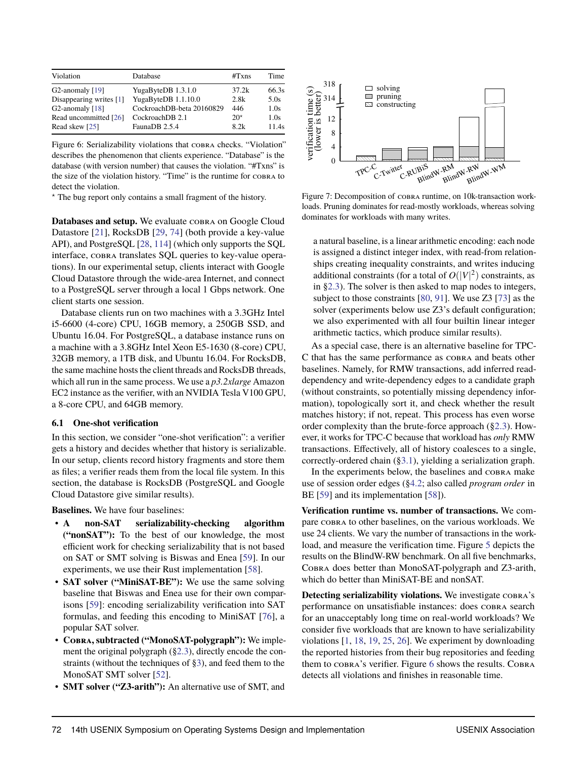| Violation | Database | #Txns | Time |
|---|---|---|---|
| G2-anomaly [19] | YugaByteDB 1.3.1.0 | 37.2k | 66.3s |
| Disappearing writes [1] | YugaByteDB 1.1.10.0 | 2.8k | 5.0s |
| G2-anomaly [18] | CockroachDB-beta 20160829 | 446 | 1.0s |
| Read uncommitted [26] | CockroachDB 2.1 | 20* | 1.0s |
| Read skew [25] | FaunaDB 2.5.4 | 8.2k | 11.4s |

Figure 6: Serializability violations that COBRA checks. “Violation” describes the phenomenon that clients experience. “Database” is the database (with version number) that causes the violation. “#Txns” is the size of the violation history. “Time” is the runtime for COBRA to detect the violation.

* The bug report only contains a small fragment of the history.

Figure 7: Decomposition of COBRA runtime, on 10k-transaction workloads. Pruning dominates for read-mostly workloads, whereas solving dominates for workloads with many writes.

**Databases and setup.** We evaluate COBRA on Google Cloud Datastore [21], RocksDB [29, 74] (both provide a key-value API), and PostgreSQL [28, 114] (which only supports the SQL interface, COBRA translates SQL queries to key-value operations). In our experimental setup, clients interact with Google Cloud Datastore through the wide-area Internet, and connect to a PostgreSQL server through a local 1 Gbps network. One client starts one session.

Database clients run on two machines with a 3.3GHz Intel i5-6600 (4-core) CPU, 16GB memory, a 250GB SSD, and Ubuntu 16.04. For PostgreSQL, a database instance runs on a machine with a 3.8GHz Intel Xeon E5-1630 (8-core) CPU, 32GB memory, a 1TB disk, and Ubuntu 16.04. For RocksDB, the same machine hosts the client threads and RocksDB threads, which all run in the same process. We use a *p3.2xlarge* Amazon EC2 instance as the verifier, with an NVIDIA Tesla V100 GPU, a 8-core CPU, and 64GB memory.

### 6.1 One-shot verification

In this section, we consider “one-shot verification”: a verifier gets a history and decides whether that history is serializable. In our setup, clients record history fragments and store them as files; a verifier reads them from the local file system. In this section, the database is RocksDB (PostgreSQL and Google Cloud Datastore give similar results).

**Baselines.** We have four baselines:

- **A non-SAT serializability-checking algorithm (“nonSAT”):** To the best of our knowledge, the most efficient work for checking serializability that is not based on SAT or SMT solving is Biswas and Enea [59]. In our experiments, we use their Rust implementation [58].
- **SAT solver (“MiniSAT-BE”):** We use the same solving baseline that Biswas and Enea use for their own comparisons [59]: encoding serializability verification into SAT formulas, and feeding this encoding to MiniSAT [76], a popular SAT solver.
- **COBRA, subtracted (“MonoSAT-polygraph”):** We implement the original polygraph (§2.3), directly encode the constraints (without the techniques of §3), and feed them to the MonoSAT SMT solver [52].
- **SMT solver (“Z3-arith”):** An alternative use of SMT, and a natural baseline, is a linear arithmetic encoding: each node is assigned a distinct integer index, with read-from relationships creating inequality constraints, and writes inducing additional constraints (for a total of $O(|V|^2)$ constraints, as in §2.3). The solver is then asked to map nodes to integers, subject to those constraints [80, 91]. We use Z3 [73] as the solver (experiments below use Z3’s default configuration; we also experimented with all four builtin linear integer arithmetic tactics, which produce similar results).

As a special case, there is an alternative baseline for TPC-C that has the same performance as COBRA and beats other baselines. Namely, for RMW transactions, add inferred read-dependency and write-dependency edges to a candidate graph (without constraints, so potentially missing dependency information), topologically sort it, and check whether the result matches history; if not, repeat. This process has even worse order complexity than the brute-force approach (§2.3). However, it works for TPC-C because that workload has *only* RMW transactions. Effectively, all of history coalesces to a single, correctly-ordered chain (§3.1), yielding a serialization graph.

In the experiments below, the baselines and COBRA make use of session order edges (§4.2; also called *program order* in BE [59] and its implementation [58]).

**Verification runtime vs. number of transactions.** We compare COBRA to other baselines, on the various workloads. We use 24 clients. We vary the number of transactions in the workload, and measure the verification time. Figure 5 depicts the results on the BlindW-RW benchmark. On all five benchmarks, COBRA does better than MonoSAT-polygraph and Z3-arith, which do better than MiniSAT-BE and nonSAT.

**Detecting serializability violations.** We investigate COBRA’s performance on unsatisfiable instances: does COBRA search for an unacceptably long time on real-world workloads? We consider five workloads that are known to have serializability violations [1, 18, 19, 25, 26]. We experiment by downloading the reported histories from their bug repositories and feeding them to COBRA’s verifier. Figure 6 shows the results. COBRA detects all violations and finishes in reasonable time.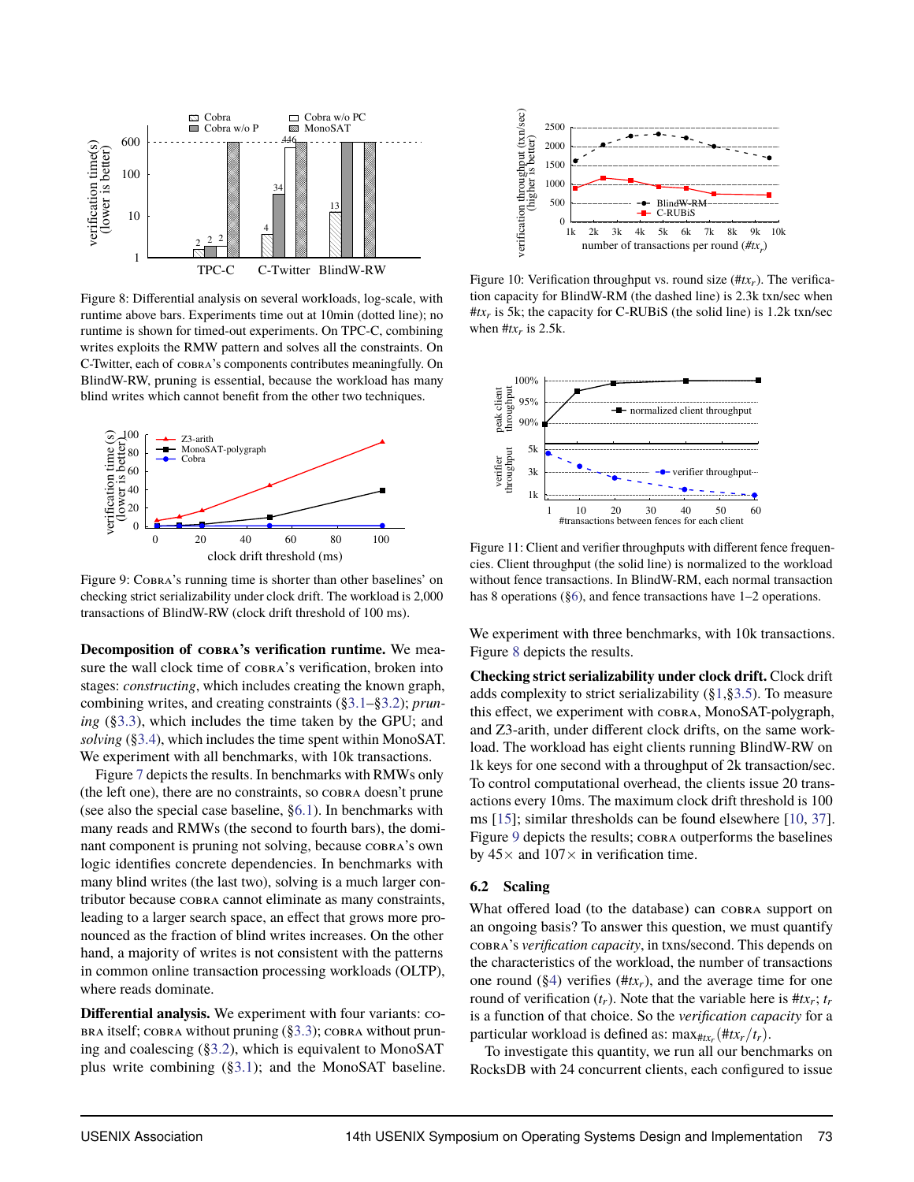Figure 8: Differential analysis on several workloads, log-scale, with runtime above bars. Experiments time out at 10min (dotted line); no runtime is shown for timed-out experiments. On TPC-C, combining writes exploits the RMW pattern and solves all the constraints. On C-Twitter, each of COBRA's components contributes meaningfully. On BlindW-RW, pruning is essential, because the workload has many blind writes which cannot benefit from the other two techniques.

Figure 9: COBRA's running time is shorter than other baselines' on checking strict serializability under clock drift. The workload is 2,000 transactions of BlindW-RW (clock drift threshold of 100 ms).

**Decomposition of COBRA's verification runtime.** We measure the wall clock time of COBRA's verification, broken into stages: *constructing*, which includes creating the known graph, combining writes, and creating constraints (§3.1–§3.2); *pruning* (§3.3), which includes the time taken by the GPU; and *solving* (§3.4), which includes the time spent within MonoSAT. We experiment with all benchmarks, with 10k transactions.

Figure 7 depicts the results. In benchmarks with RMWs only (the left one), there are no constraints, so COBRA doesn't prune (see also the special case baseline, §6.1). In benchmarks with many reads and RMWs (the second to fourth bars), the dominant component is pruning not solving, because COBRA's own logic identifies concrete dependencies. In benchmarks with many blind writes (the last two), solving is a much larger contributor because COBRA cannot eliminate as many constraints, leading to a larger search space, an effect that grows more pronounced as the fraction of blind writes increases. On the other hand, a majority of writes is not consistent with the patterns in common online transaction processing workloads (OLTP), where reads dominate.

**Differential analysis.** We experiment with four variants: COBRA itself; COBRA without pruning (§3.3); COBRA without pruning and coalescing (§3.2), which is equivalent to MonoSAT plus write combining (§3.1); and the MonoSAT baseline. We experiment with three benchmarks, with 10k transactions. Figure 8 depicts the results.

Figure 10: Verification throughput vs. round size ($\#tx_r$). The verification capacity for BlindW-RM (the dashed line) is 2.3k txn/sec when $\#tx_r$ is 5k; the capacity for C-RUBiS (the solid line) is 1.2k txn/sec when $\#tx_r$ is 2.5k.

Figure 11: Client and verifier throughputs with different fence frequencies. Client throughput (the solid line) is normalized to the workload without fence transactions. In BlindW-RM, each normal transaction has 8 operations (§6), and fence transactions have 1–2 operations.

**Checking strict serializability under clock drift.** Clock drift adds complexity to strict serializability (§1,§3.5). To measure this effect, we experiment with COBRA, MonoSAT-polygraph, and Z3-arith, under different clock drifts, on the same workload. The workload has eight clients running BlindW-RW on 1k keys for one second with a throughput of 2k transaction/sec. To control computational overhead, the clients issue 20 transactions every 10ms. The maximum clock drift threshold is 100 ms [15]; similar thresholds can be found elsewhere [10, 37]. Figure 9 depicts the results; COBRA outperforms the baselines by 45× and 107× in verification time.

## 6.2 Scaling

What offered load (to the database) can COBRA support on an ongoing basis? To answer this question, we must quantify COBRA's *verification capacity*, in txns/second. This depends on the characteristics of the workload, the number of transactions one round (§4) verifies ($\#tx_r$), and the average time for one round of verification ($t_r$). Note that the variable here is $\#tx_r$; $t_r$ is a function of that choice. So the *verification capacity* for a particular workload is defined as: $\max_{\#tx_r}(\#tx_r/t_r)$.

To investigate this quantity, we run all our benchmarks on RocksDB with 24 concurrent clients, each configured to issue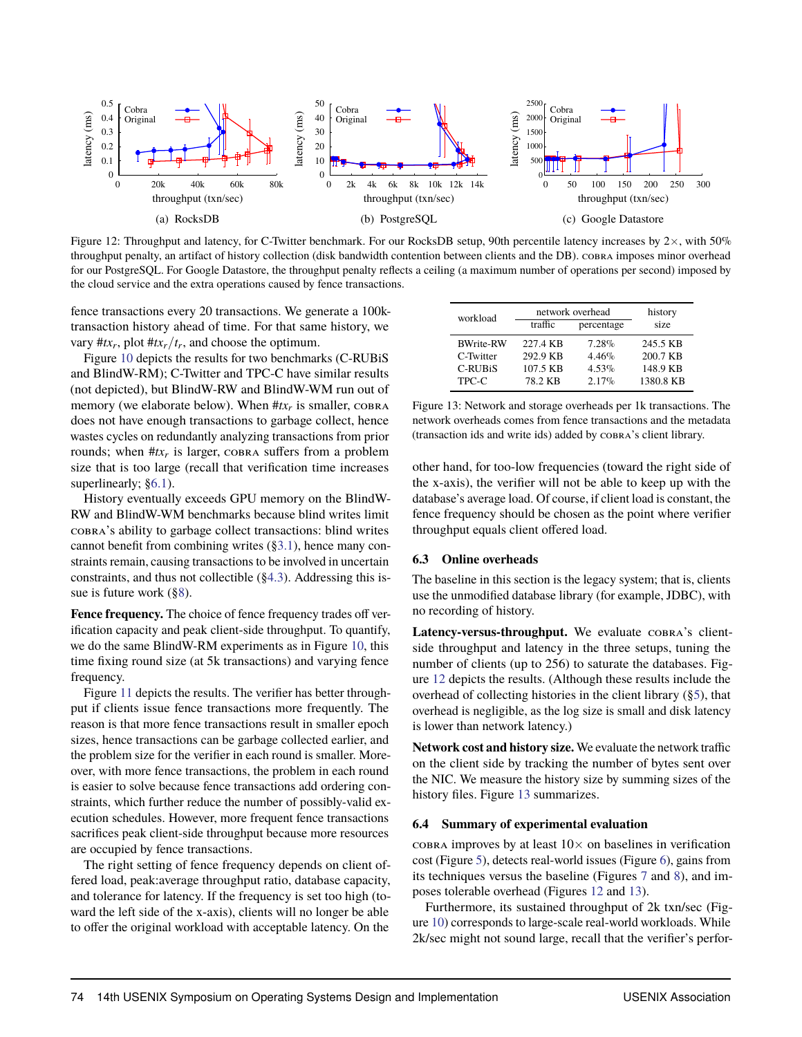(a) RocksDB

(b) PostgreSQL

(c) Google Datastore

Figure 12: Throughput and latency, for C-Twitter benchmark. For our RocksDB setup, 90th percentile latency increases by 2×, with 50% throughput penalty, an artifact of history collection (disk bandwidth contention between clients and the DB). COBRA imposes minor overhead for our PostgreSQL. For Google Datastore, the throughput penalty reflects a ceiling (a maximum number of operations per second) imposed by the cloud service and the extra operations caused by fence transactions.

fence transactions every 20 transactions. We generate a 100k-transaction history ahead of time. For that same history, we vary $\#tx_r$, plot $\#tx_r/t_r$, and choose the optimum.

Figure 10 depicts the results for two benchmarks (C-RUBiS and BlindW-RM); C-Twitter and TPC-C have similar results (not depicted), but BlindW-RW and BlindW-WM run out of memory (we elaborate below). When $\#tx_r$ is smaller, COBRA does not have enough transactions to garbage collect, hence wastes cycles on redundantly analyzing transactions from prior rounds; when $\#tx_r$ is larger, COBRA suffers from a problem size that is too large (recall that verification time increases superlinearly; §6.1).

History eventually exceeds GPU memory on the BlindW-RW and BlindW-WM benchmarks because blind writes limit COBRA's ability to garbage collect transactions: blind writes cannot benefit from combining writes (§3.1), hence many constraints remain, causing transactions to be involved in uncertain constraints, and thus not collectible (§4.3). Addressing this issue is future work (§8).

**Fence frequency.** The choice of fence frequency trades off verification capacity and peak client-side throughput. To quantify, we do the same BlindW-RM experiments as in Figure 10, this time fixing round size (at 5k transactions) and varying fence frequency.

Figure 11 depicts the results. The verifier has better throughput if clients issue fence transactions more frequently. The reason is that more fence transactions result in smaller epoch sizes, hence transactions can be garbage collected earlier, and the problem size for the verifier in each round is smaller. Moreover, with more fence transactions, the problem in each round is easier to solve because fence transactions add ordering constraints, which further reduce the number of possibly-valid execution schedules. However, more frequent fence transactions sacrifices peak client-side throughput because more resources are occupied by fence transactions.

The right setting of fence frequency depends on client offered load, peak:average throughput ratio, database capacity, and tolerance for latency. If the frequency is set too high (toward the left side of the x-axis), clients will no longer be able to offer the original workload with acceptable latency. On the other hand, for too-low frequencies (toward the right side of the x-axis), the verifier will not be able to keep up with the database's average load. Of course, if client load is constant, the fence frequency should be chosen as the point where verifier throughput equals client offered load.

| workload | network overhead | | history size |
|---|---|---|---|
| | traffic | percentage | |
| BWrite-RW | 227.4 KB | 7.28% | 245.5 KB |
| C-Twitter | 292.9 KB | 4.46% | 200.7 KB |
| C-RUBiS | 107.5 KB | 4.53% | 148.9 KB |
| TPC-C | 78.2 KB | 2.17% | 1380.8 KB |

Figure 13: Network and storage overheads per 1k transactions. The network overheads comes from fence transactions and the metadata (transaction ids and write ids) added by COBRA's client library.

### 6.3 Online overheads

The baseline in this section is the legacy system; that is, clients use the unmodified database library (for example, JDBC), with no recording of history.

**Latency-versus-throughput.** We evaluate COBRA's client-side throughput and latency in the three setups, tuning the number of clients (up to 256) to saturate the databases. Figure 12 depicts the results. (Although these results include the overhead of collecting histories in the client library (§5), that overhead is negligible, as the log size is small and disk latency is lower than network latency.)

**Network cost and history size.** We evaluate the network traffic on the client side by tracking the number of bytes sent over the NIC. We measure the history size by summing sizes of the history files. Figure 13 summarizes.

### 6.4 Summary of experimental evaluation

COBRA improves by at least 10× on baselines in verification cost (Figure 5), detects real-world issues (Figure 6), gains from its techniques versus the baseline (Figures 7 and 8), and imposes tolerable overhead (Figures 12 and 13).

Furthermore, its sustained throughput of 2k txn/sec (Figure 10) corresponds to large-scale real-world workloads. While 2k/sec might not sound large, recall that the verifier's perfor-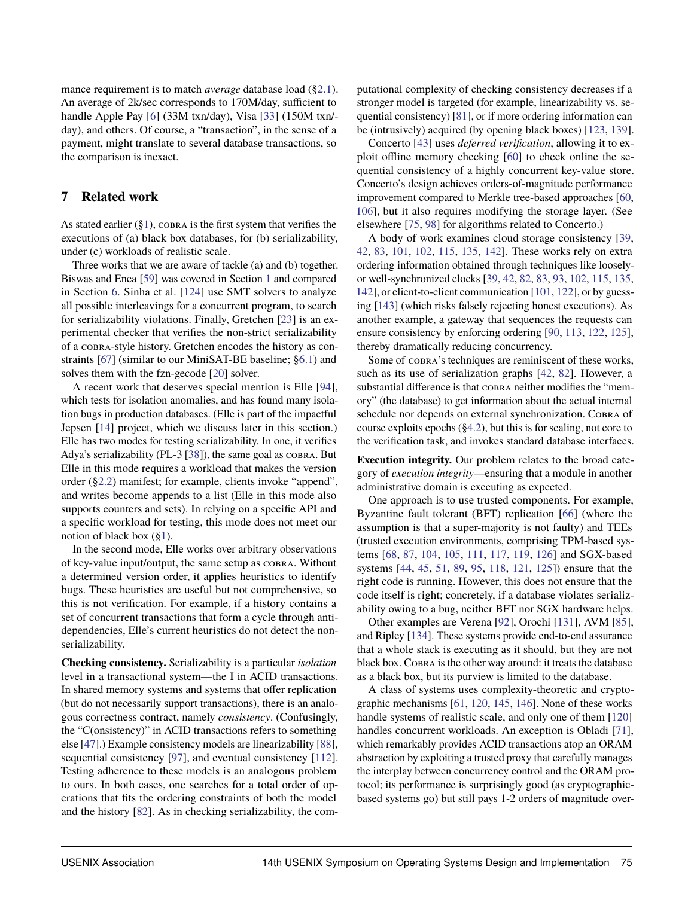mance requirement is to match *average* database load (§2.1). An average of 2k/sec corresponds to 170M/day, sufficient to handle Apple Pay [6] (33M txn/day), Visa [33] (150M txn/day), and others. Of course, a "transaction", in the sense of a payment, might translate to several database transactions, so the comparison is inexact.

## 7 Related work

As stated earlier (§1), COBRA is the first system that verifies the executions of (a) black box databases, for (b) serializability, under (c) workloads of realistic scale.

Three works that we are aware of tackle (a) and (b) together. Biswas and Enea [59] was covered in Section 1 and compared in Section 6. Sinha et al. [124] use SMT solvers to analyze all possible interleavings for a concurrent program, to search for serializability violations. Finally, Gretchen [23] is an experimental checker that verifies the non-strict serializability of a COBRA-style history. Gretchen encodes the history as constraints [67] (similar to our MiniSAT-BE baseline; §6.1) and solves them with the fzn-gecode [20] solver.

A recent work that deserves special mention is Elle [94], which tests for isolation anomalies, and has found many isolation bugs in production databases. (Elle is part of the impactful Jepsen [14] project, which we discuss later in this section.) Elle has two modes for testing serializability. In one, it verifies Adya's serializability (PL-3 [38]), the same goal as COBRA. But Elle in this mode requires a workload that makes the version order (§2.2) manifest; for example, clients invoke "append", and writes become appends to a list (Elle in this mode also supports counters and sets). In relying on a specific API and a specific workload for testing, this mode does not meet our notion of black box (§1).

In the second mode, Elle works over arbitrary observations of key-value input/output, the same setup as COBRA. Without a determined version order, it applies heuristics to identify bugs. These heuristics are useful but not comprehensive, so this is not verification. For example, if a history contains a set of concurrent transactions that form a cycle through anti-dependencies, Elle's current heuristics do not detect the non-serializability.

**Checking consistency.** Serializability is a particular *isolation* level in a transactional system—the I in ACID transactions. In shared memory systems and systems that offer replication (but do not necessarily support transactions), there is an analogous correctness contract, namely *consistency*. (Confusingly, the "C(onsistency)" in ACID transactions refers to something else [47].) Example consistency models are linearizability [88], sequential consistency [97], and eventual consistency [112]. Testing adherence to these models is an analogous problem to ours. In both cases, one searches for a total order of operations that fits the ordering constraints of both the model and the history [82]. As in checking serializability, the computational complexity of checking consistency decreases if a stronger model is targeted (for example, linearizability vs. sequential consistency) [81], or if more ordering information can be (intrusively) acquired (by opening black boxes) [123, 139].

Concerto [43] uses *deferred verification*, allowing it to exploit offline memory checking [60] to check online the sequential consistency of a highly concurrent key-value store. Concerto's design achieves orders-of-magnitude performance improvement compared to Merkle tree-based approaches [60, 106], but it also requires modifying the storage layer. (See elsewhere [75, 98] for algorithms related to Concerto.)

A body of work examines cloud storage consistency [39, 42, 83, 101, 102, 115, 135, 142]. These works rely on extra ordering information obtained through techniques like loosely- or well-synchronized clocks [39, 42, 82, 83, 93, 102, 115, 135, 142], or client-to-client communication [101, 122], or by guessing [143] (which risks falsely rejecting honest executions). As another example, a gateway that sequences the requests can ensure consistency by enforcing ordering [90, 113, 122, 125], thereby dramatically reducing concurrency.

Some of COBRA's techniques are reminiscent of these works, such as its use of serialization graphs [42, 82]. However, a substantial difference is that COBRA neither modifies the "memory" (the database) to get information about the actual internal schedule nor depends on external synchronization. COBRA of course exploits epochs (§4.2), but this is for scaling, not core to the verification task, and invokes standard database interfaces.

**Execution integrity.** Our problem relates to the broad category of *execution integrity*—ensuring that a module in another administrative domain is executing as expected.

One approach is to use trusted components. For example, Byzantine fault tolerant (BFT) replication [66] (where the assumption is that a super-majority is not faulty) and TEEs (trusted execution environments, comprising TPM-based systems [68, 87, 104, 105, 111, 117, 119, 126] and SGX-based systems [44, 45, 51, 89, 95, 118, 121, 125]) ensure that the right code is running. However, this does not ensure that the code itself is right; concretely, if a database violates serializability owing to a bug, neither BFT nor SGX hardware helps.

Other examples are Verena [92], Orochi [131], AVM [85], and Ripley [134]. These systems provide end-to-end assurance that a whole stack is executing as it should, but they are not black box. COBRA is the other way around: it treats the database as a black box, but its purview is limited to the database.

A class of systems uses complexity-theoretic and cryptographic mechanisms [61, 120, 145, 146]. None of these works handle systems of realistic scale, and only one of them [120] handles concurrent workloads. An exception is Obladi [71], which remarkably provides ACID transactions atop an ORAM abstraction by exploiting a trusted proxy that carefully manages the interplay between concurrency control and the ORAM protocol; its performance is surprisingly good (as cryptographic-based systems go) but still pays 1-2 orders of magnitude over-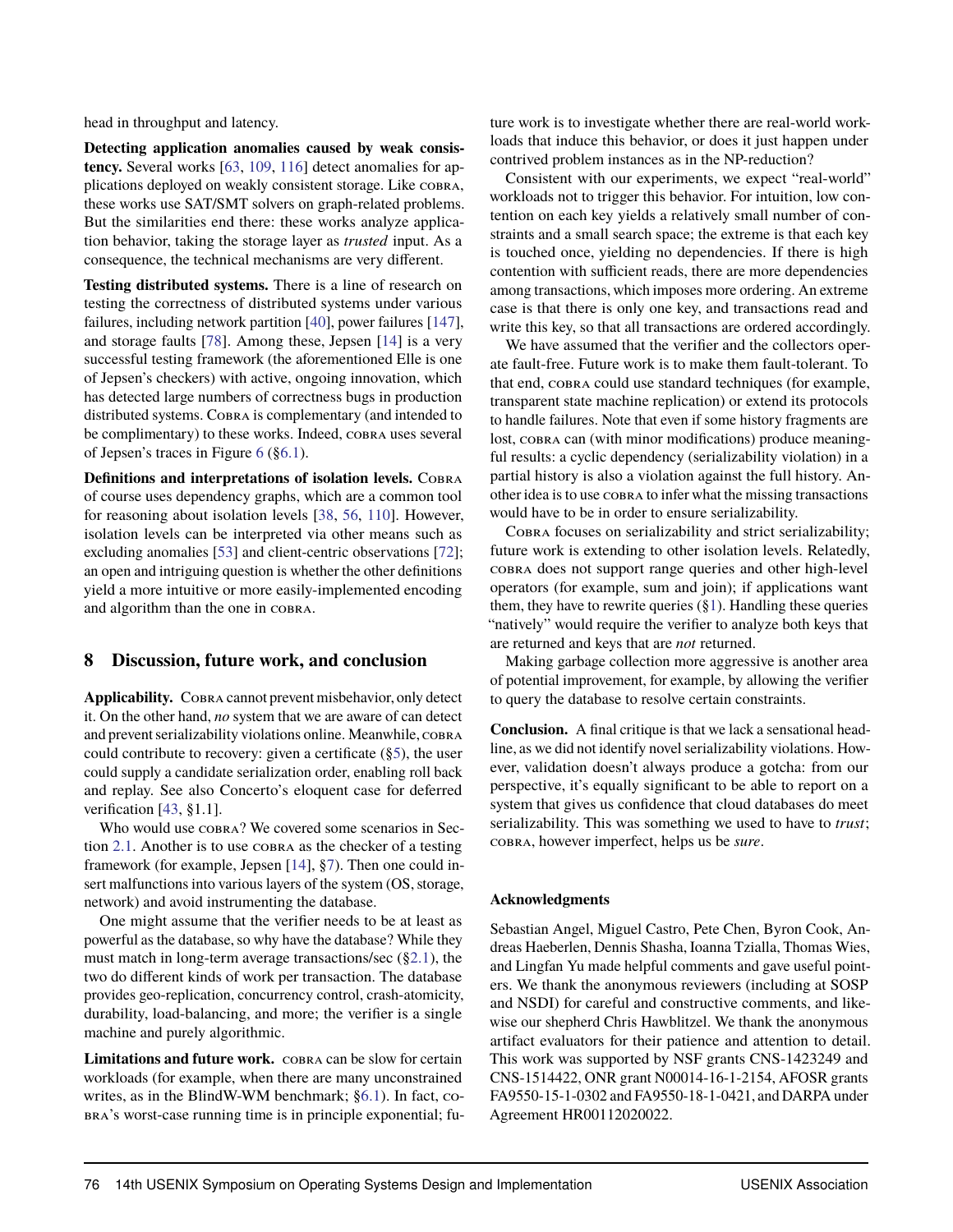head in throughput and latency.

**Detecting application anomalies caused by weak consistency.** Several works [63, 109, 116] detect anomalies for applications deployed on weakly consistent storage. Like COBRA, these works use SAT/SMT solvers on graph-related problems. But the similarities end there: these works analyze application behavior, taking the storage layer as *trusted* input. As a consequence, the technical mechanisms are very different.

**Testing distributed systems.** There is a line of research on testing the correctness of distributed systems under various failures, including network partition [40], power failures [147], and storage faults [78]. Among these, Jepsen [14] is a very successful testing framework (the aforementioned Elle is one of Jepsen's checkers) with active, ongoing innovation, which has detected large numbers of correctness bugs in production distributed systems. COBRA is complementary (and intended to be complimentary) to these works. Indeed, COBRA uses several of Jepsen's traces in Figure 6 (§6.1).

**Definitions and interpretations of isolation levels.** COBRA of course uses dependency graphs, which are a common tool for reasoning about isolation levels [38, 56, 110]. However, isolation levels can be interpreted via other means such as excluding anomalies [53] and client-centric observations [72]; an open and intriguing question is whether the other definitions yield a more intuitive or more easily-implemented encoding and algorithm than the one in COBRA.

## 8 Discussion, future work, and conclusion

**Applicability.** COBRA cannot prevent misbehavior, only detect it. On the other hand, *no* system that we are aware of can detect and prevent serializability violations online. Meanwhile, COBRA could contribute to recovery: given a certificate (§5), the user could supply a candidate serialization order, enabling roll back and replay. See also Concerto's eloquent case for deferred verification [43, §1.1].

Who would use COBRA? We covered some scenarios in Section 2.1. Another is to use COBRA as the checker of a testing framework (for example, Jepsen [14], §7). Then one could insert malfunctions into various layers of the system (OS, storage, network) and avoid instrumenting the database.

One might assume that the verifier needs to be at least as powerful as the database, so why have the database? While they must match in long-term average transactions/sec (§2.1), the two do different kinds of work per transaction. The database provides geo-replication, concurrency control, crash-atomicity, durability, load-balancing, and more; the verifier is a single machine and purely algorithmic.

**Limitations and future work.** COBRA can be slow for certain workloads (for example, when there are many unconstrained writes, as in the BlindW-WM benchmark; §6.1). In fact, COBRA's worst-case running time is in principle exponential; future work is to investigate whether there are real-world workloads that induce this behavior, or does it just happen under contrived problem instances as in the NP-reduction?

Consistent with our experiments, we expect "real-world" workloads not to trigger this behavior. For intuition, low contention on each key yields a relatively small number of constraints and a small search space; the extreme is that each key is touched once, yielding no dependencies. If there is high contention with sufficient reads, there are more dependencies among transactions, which imposes more ordering. An extreme case is that there is only one key, and transactions read and write this key, so that all transactions are ordered accordingly.

We have assumed that the verifier and the collectors operate fault-free. Future work is to make them fault-tolerant. To that end, COBRA could use standard techniques (for example, transparent state machine replication) or extend its protocols to handle failures. Note that even if some history fragments are lost, COBRA can (with minor modifications) produce meaningful results: a cyclic dependency (serializability violation) in a partial history is also a violation against the full history. Another idea is to use COBRA to infer what the missing transactions would have to be in order to ensure serializability.

COBRA focuses on serializability and strict serializability; future work is extending to other isolation levels. Relatedly, COBRA does not support range queries and other high-level operators (for example, sum and join); if applications want them, they have to rewrite queries (§1). Handling these queries "natively" would require the verifier to analyze both keys that are returned and keys that are *not* returned.

Making garbage collection more aggressive is another area of potential improvement, for example, by allowing the verifier to query the database to resolve certain constraints.

**Conclusion.** A final critique is that we lack a sensational headline, as we did not identify novel serializability violations. However, validation doesn't always produce a gotcha: from our perspective, it's equally significant to be able to report on a system that gives us confidence that cloud databases do meet serializability. This was something we used to have to *trust*; COBRA, however imperfect, helps us be *sure*.

### Acknowledgments

Sebastian Angel, Miguel Castro, Pete Chen, Byron Cook, Andreas Haeberlen, Dennis Shasha, Ioanna Tzialla, Thomas Wies, and Lingfan Yu made helpful comments and gave useful pointers. We thank the anonymous reviewers (including at SOSP and NSDI) for careful and constructive comments, and likewise our shepherd Chris Hawblitzel. We thank the anonymous artifact evaluators for their patience and attention to detail. This work was supported by NSF grants CNS-1423249 and CNS-1514422, ONR grant N00014-16-1-2154, AFOSR grants FA9550-15-1-0302 and FA9550-18-1-0421, and DARPA under Agreement HR00112020022.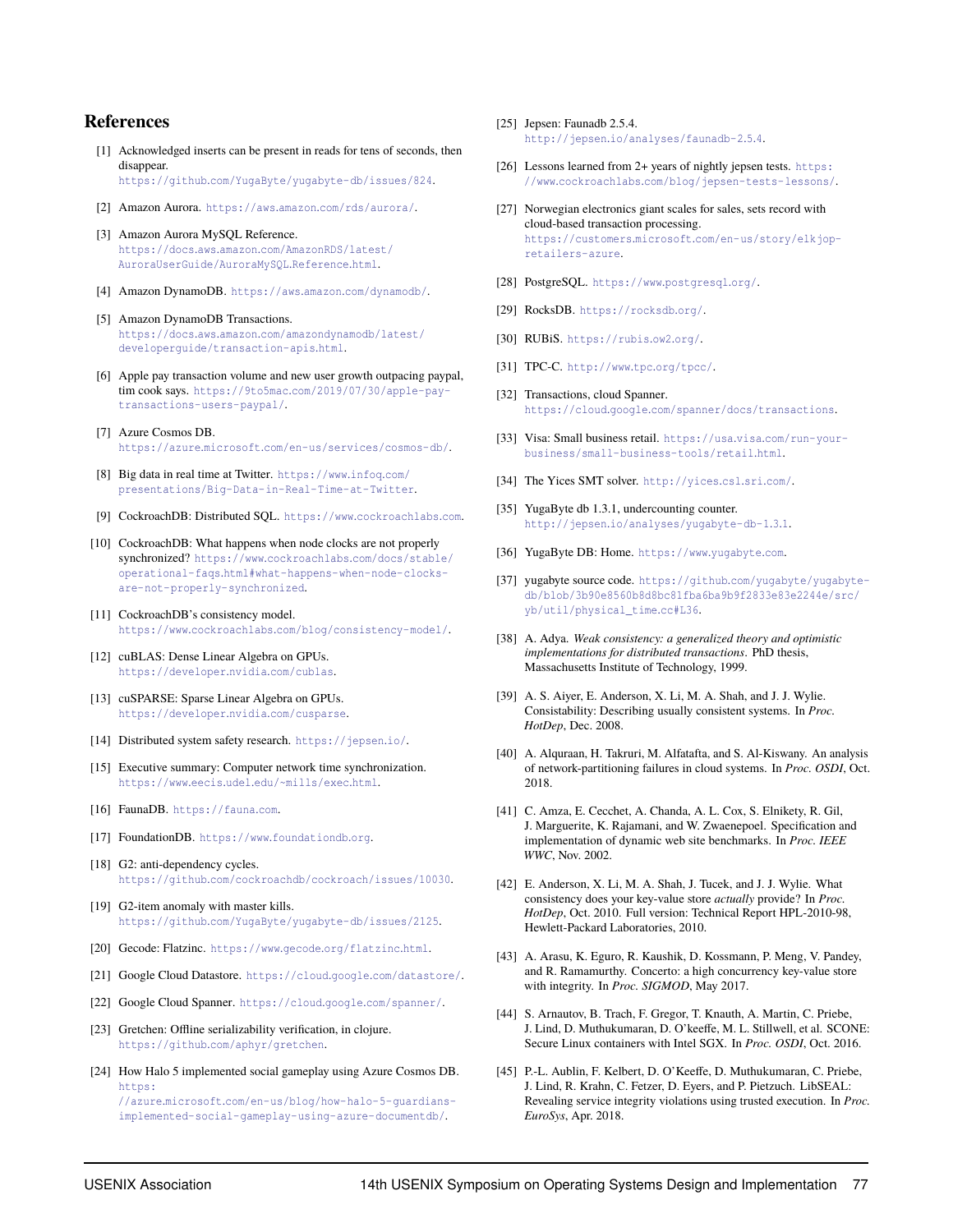## References

[1] Acknowledged inserts can be present in reads for tens of seconds, then disappear. https://github.com/YugaByte/yugabyte-db/issues/824.

[2] Amazon Aurora. https://aws.amazon.com/rds/aurora/.

[3] Amazon Aurora MySQL Reference. https://docs.aws.amazon.com/AmazonRDS/latest/AuroraUserGuide/AuroraMySQL.Reference.html.

[4] Amazon DynamoDB. https://aws.amazon.com/dynamodb/.

[5] Amazon DynamoDB Transactions. https://docs.aws.amazon.com/amazondynamodb/latest/developerguide/transaction-apis.html.

[6] Apple pay transaction volume and new user growth outpacing paypal, tim cook says. https://9to5mac.com/2019/07/30/apple-pay-transactions-users-paypal/.

[7] Azure Cosmos DB. https://azure.microsoft.com/en-us/services/cosmos-db/.

[8] Big data in real time at Twitter. https://www.infoq.com/presentations/Big-Data-in-Real-Time-at-Twitter.

[9] CockroachDB: Distributed SQL. https://www.cockroachlabs.com.

[10] CockroachDB: What happens when node clocks are not properly synchronized? https://www.cockroachlabs.com/docs/stable/operational-faqs.html#what-happens-when-node-clocks-are-not-properly-synchronized.

[11] CockroachDB's consistency model. https://www.cockroachlabs.com/blog/consistency-model/.

[12] cuBLAS: Dense Linear Algebra on GPUs. https://developer.nvidia.com/cublas.

[13] cuSPARSE: Sparse Linear Algebra on GPUs. https://developer.nvidia.com/cusparse.

[14] Distributed system safety research. https://jepsen.io/.

[15] Executive summary: Computer network time synchronization. https://www.eecis.udel.edu/~mills/exec.html.

[16] FaunaDB. https://fauna.com.

[17] FoundationDB. https://www.foundationdb.org.

[18] G2: anti-dependency cycles. https://github.com/cockroachdb/cockroach/issues/10030.

[19] G2-item anomaly with master kills. https://github.com/YugaByte/yugabyte-db/issues/2125.

[20] Gecode: Flatzinc. https://www.gecode.org/flatzinc.html.

[21] Google Cloud Datastore. https://cloud.google.com/datastore/.

[22] Google Cloud Spanner. https://cloud.google.com/spanner/.

[23] Gretchen: Offline serializability verification, in clojure. https://github.com/aphyr/gretchen.

[24] How Halo 5 implemented social gameplay using Azure Cosmos DB. https://azure.microsoft.com/en-us/blog/how-halo-5-guardians-implemented-social-gameplay-using-azure-documentdb/.

[25] Jepsen: Faunadb 2.5.4. http://jepsen.io/analyses/faunadb-2.5.4.

[26] Lessons learned from 2+ years of nightly jepsen tests. https://www.cockroachlabs.com/blog/jepsen-tests-lessons/.

[27] Norwegian electronics giant scales for sales, sets record with cloud-based transaction processing. https://customers.microsoft.com/en-us/story/elkjop-retailers-azure.

[28] PostgreSQL. https://www.postgresql.org/.

[29] RocksDB. https://rocksdb.org/.

[30] RUBiS. https://rubis.ow2.org/.

[31] TPC-C. http://www.tpc.org/tpcc/.

[32] Transactions, cloud Spanner. https://cloud.google.com/spanner/docs/transactions.

[33] Visa: Small business retail. https://usa.visa.com/run-your-business/small-business-tools/retail.html.

[34] The Yices SMT solver. http://yices.csl.sri.com/.

[35] YugaByte db 1.3.1, undercounting counter. http://jepsen.io/analyses/yugabyte-db-1.3.1.

[36] YugaByte DB: Home. https://www.yugabyte.com.

[37] yugabyte source code. https://github.com/yugabyte/yugabyte-db/blob/3b90e8560b8d8bc81fba6ba9b9f2833e83e2244e/src/yb/util/physical_time.cc#L36.

[38] A. Adya. *Weak consistency: a generalized theory and optimistic implementations for distributed transactions*. PhD thesis, Massachusetts Institute of Technology, 1999.

[39] A. S. Aiyer, E. Anderson, X. Li, M. A. Shah, and J. J. Wylie. Consistability: Describing usually consistent systems. In *Proc. HotDep*, Dec. 2008.

[40] A. Alquraan, H. Takruri, M. Alfatafta, and S. Al-Kiswany. An analysis of network-partitioning failures in cloud systems. In *Proc. OSDI*, Oct. 2018.

[41] C. Amza, E. Cecchet, A. Chanda, A. L. Cox, S. Elnikety, R. Gil, J. Marguerite, K. Rajamani, and W. Zwaenepoel. Specification and implementation of dynamic web site benchmarks. In *Proc. IEEE WWC*, Nov. 2002.

[42] E. Anderson, X. Li, M. A. Shah, J. Tucek, and J. J. Wylie. What consistency does your key-value store *actually* provide? In *Proc. HotDep*, Oct. 2010. Full version: Technical Report HPL-2010-98, Hewlett-Packard Laboratories, 2010.

[43] A. Arasu, K. Eguro, R. Kaushik, D. Kossmann, P. Meng, V. Pandey, and R. Ramamurthy. Concerto: a high concurrency key-value store with integrity. In *Proc. SIGMOD*, May 2017.

[44] S. Arnautov, B. Trach, F. Gregor, T. Knauth, A. Martin, C. Priebe, J. Lind, D. Muthukumaran, D. O'keeffe, M. L. Stillwell, et al. SCONE: Secure Linux containers with Intel SGX. In *Proc. OSDI*, Oct. 2016.

[45] P.-L. Aublin, F. Kelbert, D. O'Keeffe, D. Muthukumaran, C. Priebe, J. Lind, R. Krahn, C. Fetzer, D. Eyers, and P. Pietzuch. LibSEAL: Revealing service integrity violations using trusted execution. In *Proc. EuroSys*, Apr. 2018.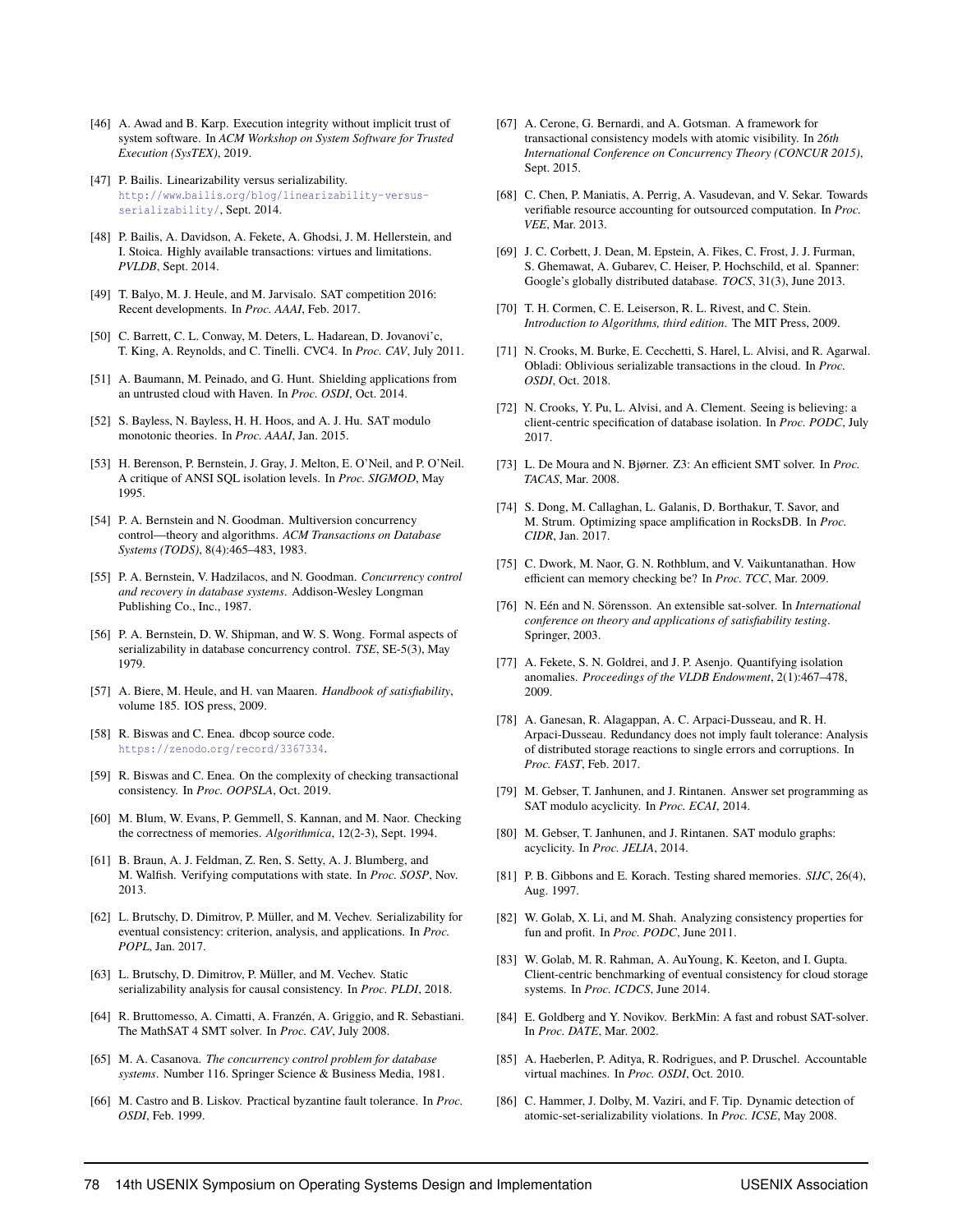[46] A. Awad and B. Karp. Execution integrity without implicit trust of system software. In *ACM Workshop on System Software for Trusted Execution (SysTEX)*, 2019.

[47] P. Bailis. Linearizability versus serializability. http://www.bailis.org/blog/linearizability-versus-serializability/, Sept. 2014.

[48] P. Bailis, A. Davidson, A. Fekete, A. Ghodsi, J. M. Hellerstein, and I. Stoica. Highly available transactions: virtues and limitations. *PVLDB*, Sept. 2014.

[49] T. Balyo, M. J. Heule, and M. Jarvisalo. SAT competition 2016: Recent developments. In *Proc. AAAI*, Feb. 2017.

[50] C. Barrett, C. L. Conway, M. Deters, L. Hadarean, D. Jovanovi'c, T. King, A. Reynolds, and C. Tinelli. CVC4. In *Proc. CAV*, July 2011.

[51] A. Baumann, M. Peinado, and G. Hunt. Shielding applications from an untrusted cloud with Haven. In *Proc. OSDI*, Oct. 2014.

[52] S. Bayless, N. Bayless, H. H. Hoos, and A. J. Hu. SAT modulo monotonic theories. In *Proc. AAAI*, Jan. 2015.

[53] H. Berenson, P. Bernstein, J. Gray, J. Melton, E. O'Neil, and P. O'Neil. A critique of ANSI SQL isolation levels. In *Proc. SIGMOD*, May 1995.

[54] P. A. Bernstein and N. Goodman. Multiversion concurrency control—theory and algorithms. *ACM Transactions on Database Systems (TODS)*, 8(4):465–483, 1983.

[55] P. A. Bernstein, V. Hadzilacos, and N. Goodman. *Concurrency control and recovery in database systems*. Addison-Wesley Longman Publishing Co., Inc., 1987.

[56] P. A. Bernstein, D. W. Shipman, and W. S. Wong. Formal aspects of serializability in database concurrency control. *TSE*, SE-5(3), May 1979.

[57] A. Biere, M. Heule, and H. van Maaren. *Handbook of satisfiability*, volume 185. IOS press, 2009.

[58] R. Biswas and C. Enea. dbcop source code. https://zenodo.org/record/3367334.

[59] R. Biswas and C. Enea. On the complexity of checking transactional consistency. In *Proc. OOPSLA*, Oct. 2019.

[60] M. Blum, W. Evans, P. Gemmell, S. Kannan, and M. Naor. Checking the correctness of memories. *Algorithmica*, 12(2-3), Sept. 1994.

[61] B. Braun, A. J. Feldman, Z. Ren, S. Setty, A. J. Blumberg, and M. Walfish. Verifying computations with state. In *Proc. SOSP*, Nov. 2013.

[62] L. Brutschy, D. Dimitrov, P. Müller, and M. Vechev. Serializability for eventual consistency: criterion, analysis, and applications. In *Proc. POPL*, Jan. 2017.

[63] L. Brutschy, D. Dimitrov, P. Müller, and M. Vechev. Static serializability analysis for causal consistency. In *Proc. PLDI*, 2018.

[64] R. Bruttomesso, A. Cimatti, A. Franzén, A. Griggio, and R. Sebastiani. The MathSAT 4 SMT solver. In *Proc. CAV*, July 2008.

[65] M. A. Casanova. *The concurrency control problem for database systems*. Number 116. Springer Science & Business Media, 1981.

[66] M. Castro and B. Liskov. Practical byzantine fault tolerance. In *Proc. OSDI*, Feb. 1999.

[67] A. Cerone, G. Bernardi, and A. Gotsman. A framework for transactional consistency models with atomic visibility. In *26th International Conference on Concurrency Theory (CONCUR 2015)*, Sept. 2015.

[68] C. Chen, P. Maniatis, A. Perrig, A. Vasudevan, and V. Sekar. Towards verifiable resource accounting for outsourced computation. In *Proc. VEE*, Mar. 2013.

[69] J. C. Corbett, J. Dean, M. Epstein, A. Fikes, C. Frost, J. J. Furman, S. Ghemawat, A. Gubarev, C. Heiser, P. Hochschild, et al. Spanner: Google's globally distributed database. *TOCS*, 31(3), June 2013.

[70] T. H. Cormen, C. E. Leiserson, R. L. Rivest, and C. Stein. *Introduction to Algorithms, third edition*. The MIT Press, 2009.

[71] N. Crooks, M. Burke, E. Cecchetti, S. Harel, L. Alvisi, and R. Agarwal. Obladi: Oblivious serializable transactions in the cloud. In *Proc. OSDI*, Oct. 2018.

[72] N. Crooks, Y. Pu, L. Alvisi, and A. Clement. Seeing is believing: a client-centric specification of database isolation. In *Proc. PODC*, July 2017.

[73] L. De Moura and N. Bjørner. Z3: An efficient SMT solver. In *Proc. TACAS*, Mar. 2008.

[74] S. Dong, M. Callaghan, L. Galanis, D. Borthakur, T. Savor, and M. Strum. Optimizing space amplification in RocksDB. In *Proc. CIDR*, Jan. 2017.

[75] C. Dwork, M. Naor, G. N. Rothblum, and V. Vaikuntanathan. How efficient can memory checking be? In *Proc. TCC*, Mar. 2009.

[76] N. Eén and N. Sörensson. An extensible sat-solver. In *International conference on theory and applications of satisfiability testing*. Springer, 2003.

[77] A. Fekete, S. N. Goldrei, and J. P. Asenjo. Quantifying isolation anomalies. *Proceedings of the VLDB Endowment*, 2(1):467–478, 2009.

[78] A. Ganesan, R. Alagappan, A. C. Arpaci-Dusseau, and R. H. Arpaci-Dusseau. Redundancy does not imply fault tolerance: Analysis of distributed storage reactions to single errors and corruptions. In *Proc. FAST*, Feb. 2017.

[79] M. Gebser, T. Janhunen, and J. Rintanen. Answer set programming as SAT modulo acyclicity. In *Proc. ECAI*, 2014.

[80] M. Gebser, T. Janhunen, and J. Rintanen. SAT modulo graphs: acyclicity. In *Proc. JELIA*, 2014.

[81] P. B. Gibbons and E. Korach. Testing shared memories. *SIJC*, 26(4), Aug. 1997.

[82] W. Golab, X. Li, and M. Shah. Analyzing consistency properties for fun and profit. In *Proc. PODC*, June 2011.

[83] W. Golab, M. R. Rahman, A. AuYoung, K. Keeton, and I. Gupta. Client-centric benchmarking of eventual consistency for cloud storage systems. In *Proc. ICDCS*, June 2014.

[84] E. Goldberg and Y. Novikov. BerkMin: A fast and robust SAT-solver. In *Proc. DATE*, Mar. 2002.

[85] A. Haeberlen, P. Aditya, R. Rodrigues, and P. Druschel. Accountable virtual machines. In *Proc. OSDI*, Oct. 2010.

[86] C. Hammer, J. Dolby, M. Vaziri, and F. Tip. Dynamic detection of atomic-set-serializability violations. In *Proc. ICSE*, May 2008.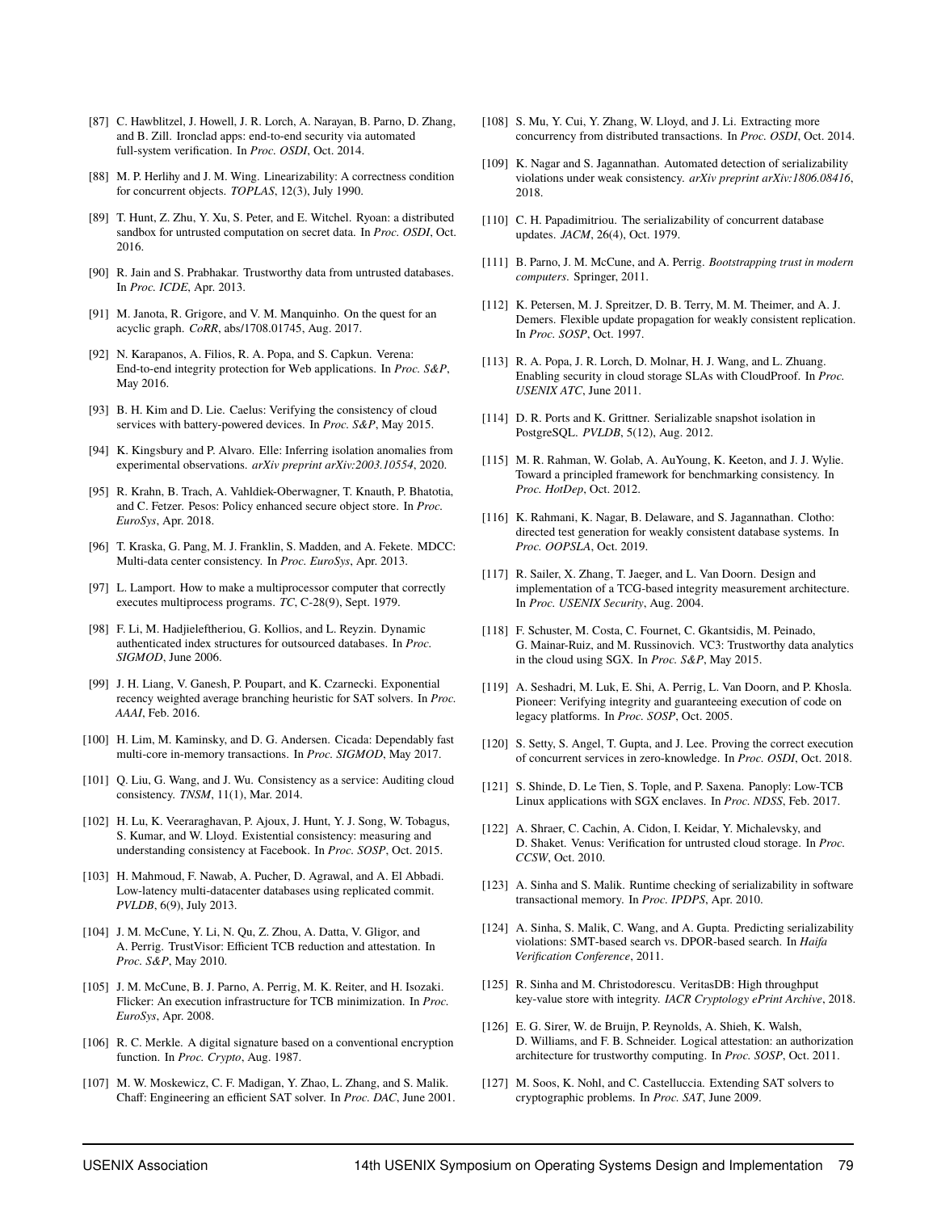[87] C. Hawblitzel, J. Howell, J. R. Lorch, A. Narayan, B. Parno, D. Zhang, and B. Zill. Ironclad apps: end-to-end security via automated full-system verification. In *Proc. OSDI*, Oct. 2014.

[88] M. P. Herlihy and J. M. Wing. Linearizability: A correctness condition for concurrent objects. *TOPLAS*, 12(3), July 1990.

[89] T. Hunt, Z. Zhu, Y. Xu, S. Peter, and E. Witchel. Ryoan: a distributed sandbox for untrusted computation on secret data. In *Proc. OSDI*, Oct. 2016.

[90] R. Jain and S. Prabhakar. Trustworthy data from untrusted databases. In *Proc. ICDE*, Apr. 2013.

[91] M. Janota, R. Grigore, and V. M. Manquinho. On the quest for an acyclic graph. *CoRR*, abs/1708.01745, Aug. 2017.

[92] N. Karapanos, A. Filios, R. A. Popa, and S. Capkun. Verena: End-to-end integrity protection for Web applications. In *Proc. S&P*, May 2016.

[93] B. H. Kim and D. Lie. Caelus: Verifying the consistency of cloud services with battery-powered devices. In *Proc. S&P*, May 2015.

[94] K. Kingsbury and P. Alvaro. Elle: Inferring isolation anomalies from experimental observations. *arXiv preprint arXiv:2003.10554*, 2020.

[95] R. Krahn, B. Trach, A. Vahldiek-Oberwagner, T. Knauth, P. Bhatotia, and C. Fetzer. Pesos: Policy enhanced secure object store. In *Proc. EuroSys*, Apr. 2018.

[96] T. Kraska, G. Pang, M. J. Franklin, S. Madden, and A. Fekete. MDCC: Multi-data center consistency. In *Proc. EuroSys*, Apr. 2013.

[97] L. Lamport. How to make a multiprocessor computer that correctly executes multiprocess programs. *TC*, C-28(9), Sept. 1979.

[98] F. Li, M. Hadjieleftheriou, G. Kollios, and L. Reyzin. Dynamic authenticated index structures for outsourced databases. In *Proc. SIGMOD*, June 2006.

[99] J. H. Liang, V. Ganesh, P. Poupart, and K. Czarnecki. Exponential recency weighted average branching heuristic for SAT solvers. In *Proc. AAAI*, Feb. 2016.

[100] H. Lim, M. Kaminsky, and D. G. Andersen. Cicada: Dependably fast multi-core in-memory transactions. In *Proc. SIGMOD*, May 2017.

[101] Q. Liu, G. Wang, and J. Wu. Consistency as a service: Auditing cloud consistency. *TNSM*, 11(1), Mar. 2014.

[102] H. Lu, K. Veeraraghavan, P. Ajoux, J. Hunt, Y. J. Song, W. Tobagus, S. Kumar, and W. Lloyd. Existential consistency: measuring and understanding consistency at Facebook. In *Proc. SOSP*, Oct. 2015.

[103] H. Mahmoud, F. Nawab, A. Pucher, D. Agrawal, and A. El Abbadi. Low-latency multi-datacenter databases using replicated commit. *PVLDB*, 6(9), July 2013.

[104] J. M. McCune, Y. Li, N. Qu, Z. Zhou, A. Datta, V. Gligor, and A. Perrig. TrustVisor: Efficient TCB reduction and attestation. In *Proc. S&P*, May 2010.

[105] J. M. McCune, B. J. Parno, A. Perrig, M. K. Reiter, and H. Isozaki. Flicker: An execution infrastructure for TCB minimization. In *Proc. EuroSys*, Apr. 2008.

[106] R. C. Merkle. A digital signature based on a conventional encryption function. In *Proc. Crypto*, Aug. 1987.

[107] M. W. Moskewicz, C. F. Madigan, Y. Zhao, L. Zhang, and S. Malik. Chaff: Engineering an efficient SAT solver. In *Proc. DAC*, June 2001.

[108] S. Mu, Y. Cui, Y. Zhang, W. Lloyd, and J. Li. Extracting more concurrency from distributed transactions. In *Proc. OSDI*, Oct. 2014.

[109] K. Nagar and S. Jagannathan. Automated detection of serializability violations under weak consistency. *arXiv preprint arXiv:1806.08416*, 2018.

[110] C. H. Papadimitriou. The serializability of concurrent database updates. *JACM*, 26(4), Oct. 1979.

[111] B. Parno, J. M. McCune, and A. Perrig. *Bootstrapping trust in modern computers*. Springer, 2011.

[112] K. Petersen, M. J. Spreitzer, D. B. Terry, M. M. Theimer, and A. J. Demers. Flexible update propagation for weakly consistent replication. In *Proc. SOSP*, Oct. 1997.

[113] R. A. Popa, J. R. Lorch, D. Molnar, H. J. Wang, and L. Zhuang. Enabling security in cloud storage SLAs with CloudProof. In *Proc. USENIX ATC*, June 2011.

[114] D. R. Ports and K. Grittner. Serializable snapshot isolation in PostgreSQL. *PVLDB*, 5(12), Aug. 2012.

[115] M. R. Rahman, W. Golab, A. AuYoung, K. Keeton, and J. J. Wylie. Toward a principled framework for benchmarking consistency. In *Proc. HotDep*, Oct. 2012.

[116] K. Rahmani, K. Nagar, B. Delaware, and S. Jagannathan. Clotho: directed test generation for weakly consistent database systems. In *Proc. OOPSLA*, Oct. 2019.

[117] R. Sailer, X. Zhang, T. Jaeger, and L. Van Doorn. Design and implementation of a TCG-based integrity measurement architecture. In *Proc. USENIX Security*, Aug. 2004.

[118] F. Schuster, M. Costa, C. Fournet, C. Gkantsidis, M. Peinado, G. Mainar-Ruiz, and M. Russinovich. VC3: Trustworthy data analytics in the cloud using SGX. In *Proc. S&P*, May 2015.

[119] A. Seshadri, M. Luk, E. Shi, A. Perrig, L. Van Doorn, and P. Khosla. Pioneer: Verifying integrity and guaranteeing execution of code on legacy platforms. In *Proc. SOSP*, Oct. 2005.

[120] S. Setty, S. Angel, T. Gupta, and J. Lee. Proving the correct execution of concurrent services in zero-knowledge. In *Proc. OSDI*, Oct. 2018.

[121] S. Shinde, D. Le Tien, S. Tople, and P. Saxena. Panoply: Low-TCB Linux applications with SGX enclaves. In *Proc. NDSS*, Feb. 2017.

[122] A. Shraer, C. Cachin, A. Cidon, I. Keidar, Y. Michalevsky, and D. Shaket. Venus: Verification for untrusted cloud storage. In *Proc. CCSW*, Oct. 2010.

[123] A. Sinha and S. Malik. Runtime checking of serializability in software transactional memory. In *Proc. IPDPS*, Apr. 2010.

[124] A. Sinha, S. Malik, C. Wang, and A. Gupta. Predicting serializability violations: SMT-based search vs. DPOR-based search. In *Haifa Verification Conference*, 2011.

[125] R. Sinha and M. Christodorescu. VeritasDB: High throughput key-value store with integrity. *IACR Cryptology ePrint Archive*, 2018.

[126] E. G. Sirer, W. de Bruijn, P. Reynolds, A. Shieh, K. Walsh, D. Williams, and F. B. Schneider. Logical attestation: an authorization architecture for trustworthy computing. In *Proc. SOSP*, Oct. 2011.

[127] M. Soos, K. Nohl, and C. Castelluccia. Extending SAT solvers to cryptographic problems. In *Proc. SAT*, June 2009.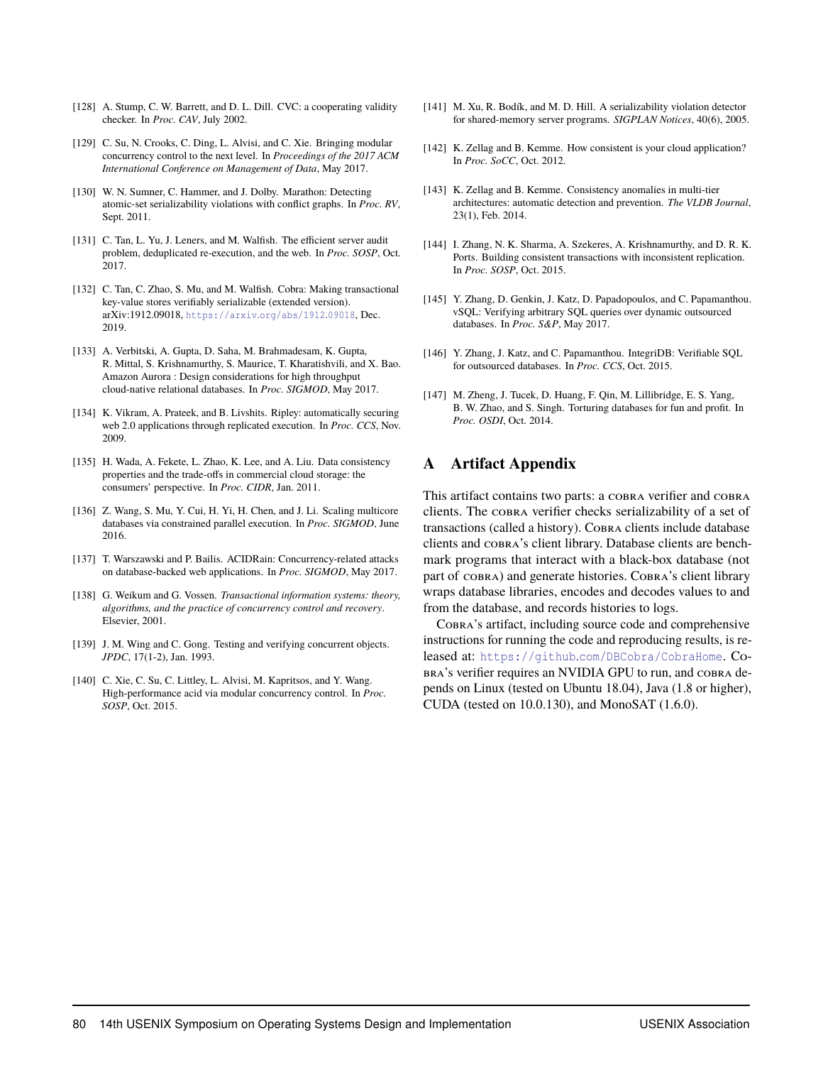[128] A. Stump, C. W. Barrett, and D. L. Dill. CVC: a cooperating validity checker. In *Proc. CAV*, July 2002.

[129] C. Su, N. Crooks, C. Ding, L. Alvisi, and C. Xie. Bringing modular concurrency control to the next level. In *Proceedings of the 2017 ACM International Conference on Management of Data*, May 2017.

[130] W. N. Sumner, C. Hammer, and J. Dolby. Marathon: Detecting atomic-set serializability violations with conflict graphs. In *Proc. RV*, Sept. 2011.

[131] C. Tan, L. Yu, J. Leners, and M. Walfish. The efficient server audit problem, deduplicated re-execution, and the web. In *Proc. SOSP*, Oct. 2017.

[132] C. Tan, C. Zhao, S. Mu, and M. Walfish. Cobra: Making transactional key-value stores verifiably serializable (extended version). arXiv:1912.09018, https://arxiv.org/abs/1912.09018, Dec. 2019.

[133] A. Verbitski, A. Gupta, D. Saha, M. Brahmadesam, K. Gupta, R. Mittal, S. Krishnamurthy, S. Maurice, T. Kharatishvili, and X. Bao. Amazon Aurora : Design considerations for high throughput cloud-native relational databases. In *Proc. SIGMOD*, May 2017.

[134] K. Vikram, A. Prateek, and B. Livshits. Ripley: automatically securing web 2.0 applications through replicated execution. In *Proc. CCS*, Nov. 2009.

[135] H. Wada, A. Fekete, L. Zhao, K. Lee, and A. Liu. Data consistency properties and the trade-offs in commercial cloud storage: the consumers' perspective. In *Proc. CIDR*, Jan. 2011.

[136] Z. Wang, S. Mu, Y. Cui, H. Yi, H. Chen, and J. Li. Scaling multicore databases via constrained parallel execution. In *Proc. SIGMOD*, June 2016.

[137] T. Warszawski and P. Bailis. ACIDRain: Concurrency-related attacks on database-backed web applications. In *Proc. SIGMOD*, May 2017.

[138] G. Weikum and G. Vossen. *Transactional information systems: theory, algorithms, and the practice of concurrency control and recovery*. Elsevier, 2001.

[139] J. M. Wing and C. Gong. Testing and verifying concurrent objects. *JPDC*, 17(1-2), Jan. 1993.

[140] C. Xie, C. Su, C. Littley, L. Alvisi, M. Kapritsos, and Y. Wang. High-performance acid via modular concurrency control. In *Proc. SOSP*, Oct. 2015.

[141] M. Xu, R. Bodík, and M. D. Hill. A serializability violation detector for shared-memory server programs. *SIGPLAN Notices*, 40(6), 2005.

[142] K. Zellag and B. Kemme. How consistent is your cloud application? In *Proc. SoCC*, Oct. 2012.

[143] K. Zellag and B. Kemme. Consistency anomalies in multi-tier architectures: automatic detection and prevention. *The VLDB Journal*, 23(1), Feb. 2014.

[144] I. Zhang, N. K. Sharma, A. Szekeres, A. Krishnamurthy, and D. R. K. Ports. Building consistent transactions with inconsistent replication. In *Proc. SOSP*, Oct. 2015.

[145] Y. Zhang, D. Genkin, J. Katz, D. Papadopoulos, and C. Papamanthou. vSQL: Verifying arbitrary SQL queries over dynamic outsourced databases. In *Proc. S&P*, May 2017.

[146] Y. Zhang, J. Katz, and C. Papamanthou. IntegriDB: Verifiable SQL for outsourced databases. In *Proc. CCS*, Oct. 2015.

[147] M. Zheng, J. Tucek, D. Huang, F. Qin, M. Lillibridge, E. S. Yang, B. W. Zhao, and S. Singh. Torturing databases for fun and profit. In *Proc. OSDI*, Oct. 2014.

## A Artifact Appendix

This artifact contains two parts: a COBRA verifier and COBRA clients. The COBRA verifier checks serializability of a set of transactions (called a history). COBRA clients include database clients and COBRA's client library. Database clients are benchmark programs that interact with a black-box database (not part of COBRA) and generate histories. COBRA's client library wraps database libraries, encodes and decodes values to and from the database, and records histories to logs.

COBRA's artifact, including source code and comprehensive instructions for running the code and reproducing results, is released at: https://github.com/DBCobra/CobraHome. COBRA's verifier requires an NVIDIA GPU to run, and COBRA depends on Linux (tested on Ubuntu 18.04), Java (1.8 or higher), CUDA (tested on 10.0.130), and MonoSAT (1.6.0).